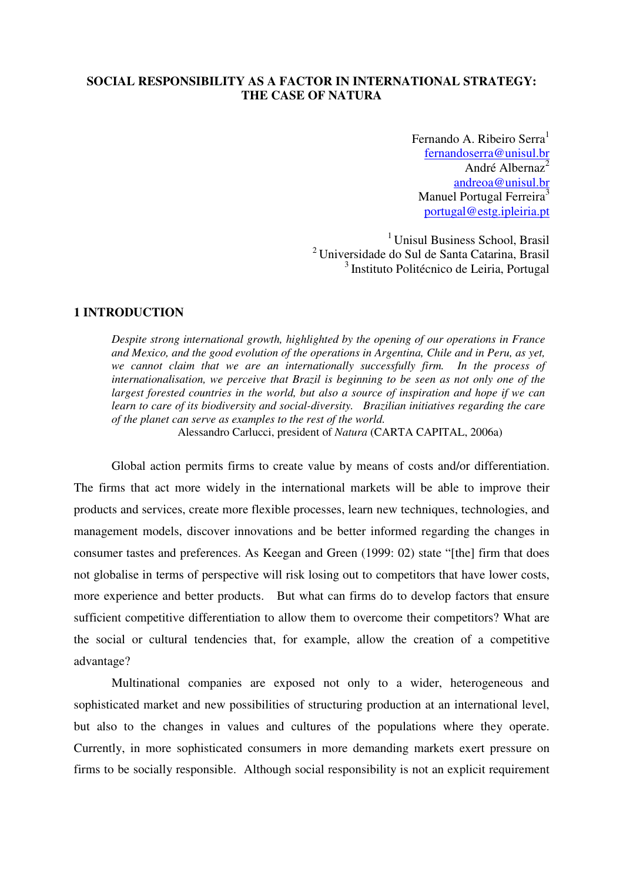# SOCIAL RESPONSIBILITY AS A FACTOR IN INTERNATIONAL STRATEGY: THE CASE OF NATURA

Fernando A. Ribeiro Serra[1]
fernandoserra@unisul.br
André Albernaz[2]
andreoa@unisul.br
Manuel Portugal Ferreira[3]
portugal@estg.ipleiria.pt

[1] Unisul Business School, Brasil
[2] Universidade do Sul de Santa Catarina, Brasil
[3] Instituto Politécnico de Leiria, Portugal

## 1 INTRODUCTION

> *Despite strong international growth, highlighted by the opening of our operations in France and Mexico, and the good evolution of the operations in Argentina, Chile and in Peru, as yet, we cannot claim that we are an internationally successfully firm. In the process of internationalisation, we perceive that Brazil is beginning to be seen as not only one of the largest forested countries in the world, but also a source of inspiration and hope if we can learn to care of its biodiversity and social-diversity. Brazilian initiatives regarding the care of the planet can serve as examples to the rest of the world.*
>
> Alessandro Carlucci, president of *Natura* (CARTA CAPITAL, 2006a)

Global action permits firms to create value by means of costs and/or differentiation. The firms that act more widely in the international markets will be able to improve their products and services, create more flexible processes, learn new techniques, technologies, and management models, discover innovations and be better informed regarding the changes in consumer tastes and preferences. As Keegan and Green (1999: 02) state "[the] firm that does not globalise in terms of perspective will risk losing out to competitors that have lower costs, more experience and better products. But what can firms do to develop factors that ensure sufficient competitive differentiation to allow them to overcome their competitors? What are the social or cultural tendencies that, for example, allow the creation of a competitive advantage?

Multinational companies are exposed not only to a wider, heterogeneous and sophisticated market and new possibilities of structuring production at an international level, but also to the changes in values and cultures of the populations where they operate. Currently, in more sophisticated consumers in more demanding markets exert pressure on firms to be socially responsible. Although social responsibility is not an explicit requirement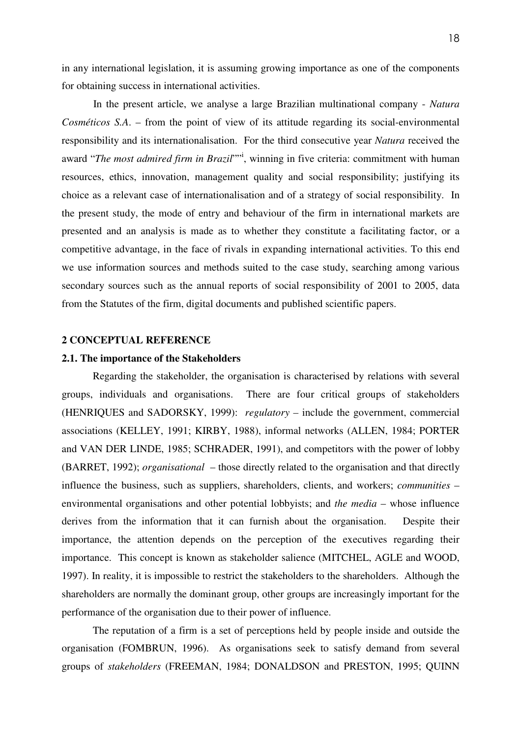in any international legislation, it is assuming growing importance as one of the components for obtaining success in international activities.

In the present article, we analyse a large Brazilian multinational company - *Natura Cosméticos S.A*. – from the point of view of its attitude regarding its social-environmental responsibility and its internationalisation. For the third consecutive year *Natura* received the award "*The most admired firm in Brazil*""[i], winning in five criteria: commitment with human resources, ethics, innovation, management quality and social responsibility; justifying its choice as a relevant case of internationalisation and of a strategy of social responsibility. In the present study, the mode of entry and behaviour of the firm in international markets are presented and an analysis is made as to whether they constitute a facilitating factor, or a competitive advantage, in the face of rivals in expanding international activities. To this end we use information sources and methods suited to the case study, searching among various secondary sources such as the annual reports of social responsibility of 2001 to 2005, data from the Statutes of the firm, digital documents and published scientific papers.

## 2 CONCEPTUAL REFERENCE

### 2.1. The importance of the Stakeholders

Regarding the stakeholder, the organisation is characterised by relations with several groups, individuals and organisations. There are four critical groups of stakeholders (HENRIQUES and SADORSKY, 1999): *regulatory* – include the government, commercial associations (KELLEY, 1991; KIRBY, 1988), informal networks (ALLEN, 1984; PORTER and VAN DER LINDE, 1985; SCHRADER, 1991), and competitors with the power of lobby (BARRET, 1992); *organisational* – those directly related to the organisation and that directly influence the business, such as suppliers, shareholders, clients, and workers; *communities* – environmental organisations and other potential lobbyists; and *the media* – whose influence derives from the information that it can furnish about the organisation. Despite their importance, the attention depends on the perception of the executives regarding their importance. This concept is known as stakeholder salience (MITCHEL, AGLE and WOOD, 1997). In reality, it is impossible to restrict the stakeholders to the shareholders. Although the shareholders are normally the dominant group, other groups are increasingly important for the performance of the organisation due to their power of influence.

The reputation of a firm is a set of perceptions held by people inside and outside the organisation (FOMBRUN, 1996). As organisations seek to satisfy demand from several groups of *stakeholders* (FREEMAN, 1984; DONALDSON and PRESTON, 1995; QUINN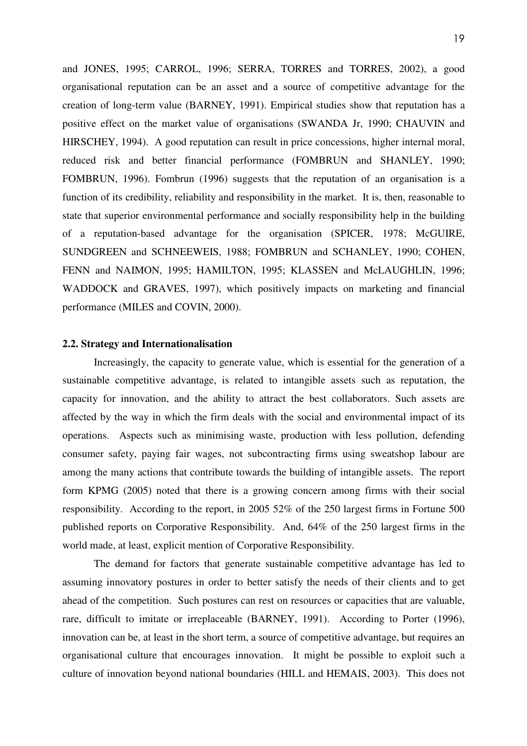and JONES, 1995; CARROL, 1996; SERRA, TORRES and TORRES, 2002), a good organisational reputation can be an asset and a source of competitive advantage for the creation of long-term value (BARNEY, 1991). Empirical studies show that reputation has a positive effect on the market value of organisations (SWANDA Jr, 1990; CHAUVIN and HIRSCHEY, 1994). A good reputation can result in price concessions, higher internal moral, reduced risk and better financial performance (FOMBRUN and SHANLEY, 1990; FOMBRUN, 1996). Fombrun (1996) suggests that the reputation of an organisation is a function of its credibility, reliability and responsibility in the market. It is, then, reasonable to state that superior environmental performance and socially responsibility help in the building of a reputation-based advantage for the organisation (SPICER, 1978; McGUIRE, SUNDGREEN and SCHNEEWEIS, 1988; FOMBRUN and SCHANLEY, 1990; COHEN, FENN and NAIMON, 1995; HAMILTON, 1995; KLASSEN and McLAUGHLIN, 1996; WADDOCK and GRAVES, 1997), which positively impacts on marketing and financial performance (MILES and COVIN, 2000).

## 2.2. Strategy and Internationalisation

Increasingly, the capacity to generate value, which is essential for the generation of a sustainable competitive advantage, is related to intangible assets such as reputation, the capacity for innovation, and the ability to attract the best collaborators. Such assets are affected by the way in which the firm deals with the social and environmental impact of its operations. Aspects such as minimising waste, production with less pollution, defending consumer safety, paying fair wages, not subcontracting firms using sweatshop labour are among the many actions that contribute towards the building of intangible assets. The report form KPMG (2005) noted that there is a growing concern among firms with their social responsibility. According to the report, in 2005 52% of the 250 largest firms in Fortune 500 published reports on Corporative Responsibility. And, 64% of the 250 largest firms in the world made, at least, explicit mention of Corporative Responsibility.

The demand for factors that generate sustainable competitive advantage has led to assuming innovatory postures in order to better satisfy the needs of their clients and to get ahead of the competition. Such postures can rest on resources or capacities that are valuable, rare, difficult to imitate or irreplaceable (BARNEY, 1991). According to Porter (1996), innovation can be, at least in the short term, a source of competitive advantage, but requires an organisational culture that encourages innovation. It might be possible to exploit such a culture of innovation beyond national boundaries (HILL and HEMAIS, 2003). This does not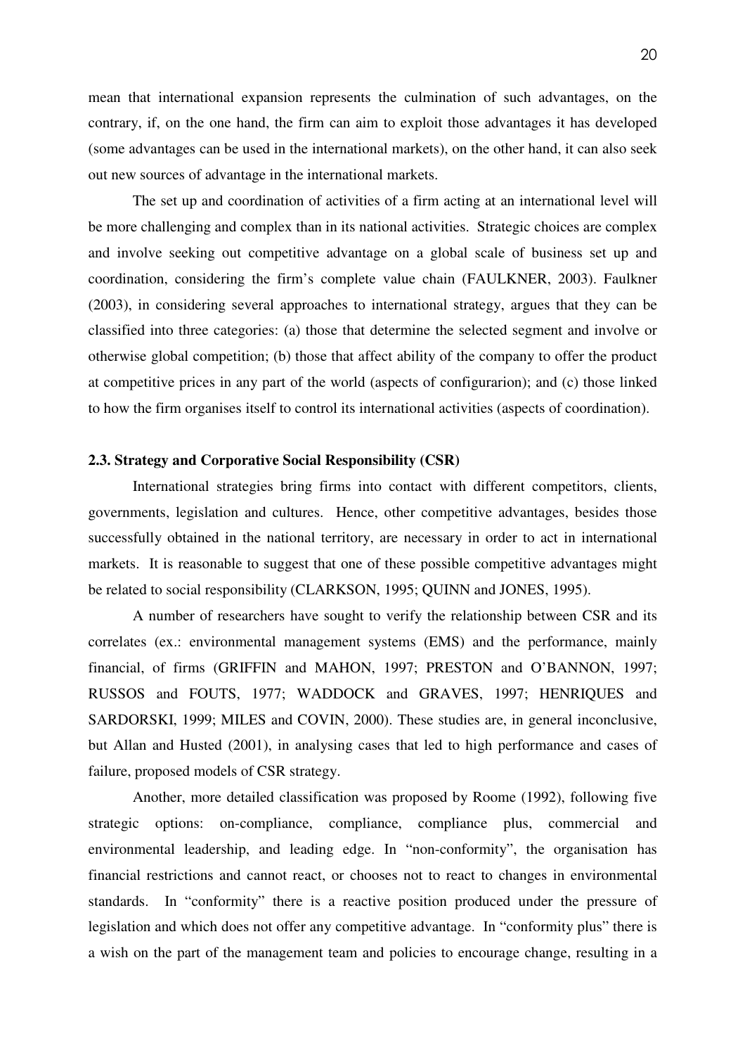mean that international expansion represents the culmination of such advantages, on the contrary, if, on the one hand, the firm can aim to exploit those advantages it has developed (some advantages can be used in the international markets), on the other hand, it can also seek out new sources of advantage in the international markets.

The set up and coordination of activities of a firm acting at an international level will be more challenging and complex than in its national activities. Strategic choices are complex and involve seeking out competitive advantage on a global scale of business set up and coordination, considering the firm's complete value chain (FAULKNER, 2003). Faulkner (2003), in considering several approaches to international strategy, argues that they can be classified into three categories: (a) those that determine the selected segment and involve or otherwise global competition; (b) those that affect ability of the company to offer the product at competitive prices in any part of the world (aspects of configurarion); and (c) those linked to how the firm organises itself to control its international activities (aspects of coordination).

### 2.3. Strategy and Corporative Social Responsibility (CSR)

International strategies bring firms into contact with different competitors, clients, governments, legislation and cultures. Hence, other competitive advantages, besides those successfully obtained in the national territory, are necessary in order to act in international markets. It is reasonable to suggest that one of these possible competitive advantages might be related to social responsibility (CLARKSON, 1995; QUINN and JONES, 1995).

A number of researchers have sought to verify the relationship between CSR and its correlates (ex.: environmental management systems (EMS) and the performance, mainly financial, of firms (GRIFFIN and MAHON, 1997; PRESTON and O'BANNON, 1997; RUSSOS and FOUTS, 1977; WADDOCK and GRAVES, 1997; HENRIQUES and SARDORSKI, 1999; MILES and COVIN, 2000). These studies are, in general inconclusive, but Allan and Husted (2001), in analysing cases that led to high performance and cases of failure, proposed models of CSR strategy.

Another, more detailed classification was proposed by Roome (1992), following five strategic options: on-compliance, compliance, compliance plus, commercial and environmental leadership, and leading edge. In "non-conformity", the organisation has financial restrictions and cannot react, or chooses not to react to changes in environmental standards. In "conformity" there is a reactive position produced under the pressure of legislation and which does not offer any competitive advantage. In "conformity plus" there is a wish on the part of the management team and policies to encourage change, resulting in a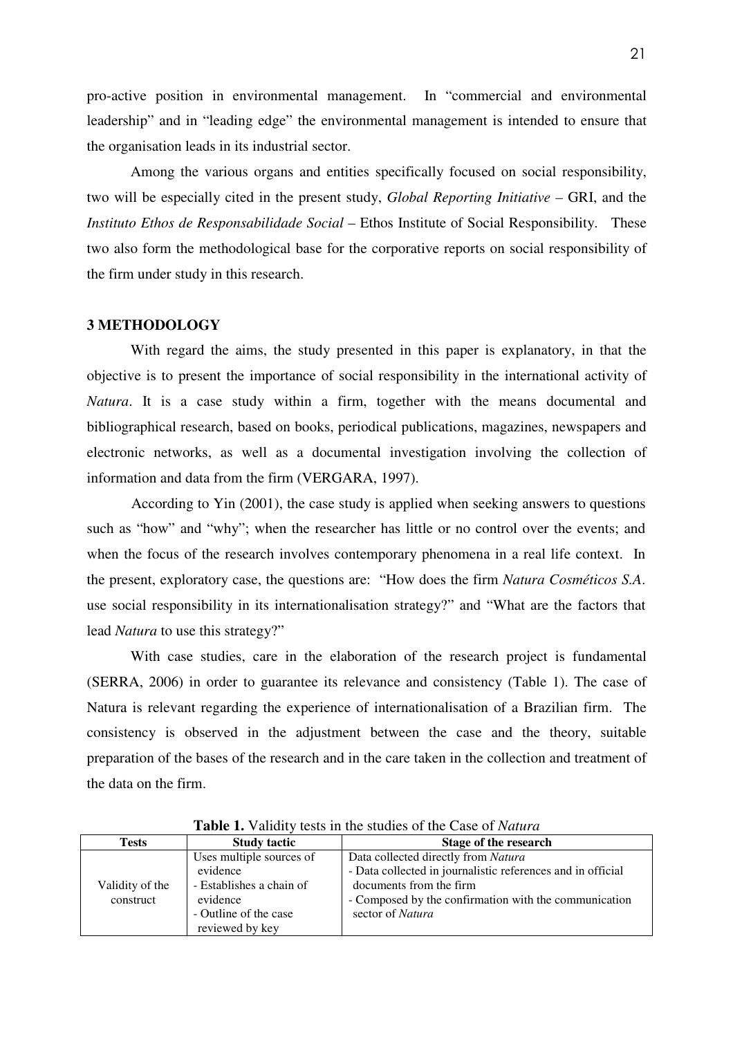pro-active position in environmental management. In "commercial and environmental leadership" and in "leading edge" the environmental management is intended to ensure that the organisation leads in its industrial sector.

Among the various organs and entities specifically focused on social responsibility, two will be especially cited in the present study, *Global Reporting Initiative* – GRI, and the *Instituto Ethos de Responsabilidade Social* – Ethos Institute of Social Responsibility. These two also form the methodological base for the corporative reports on social responsibility of the firm under study in this research.

## 3 METHODOLOGY

With regard the aims, the study presented in this paper is explanatory, in that the objective is to present the importance of social responsibility in the international activity of *Natura*. It is a case study within a firm, together with the means documental and bibliographical research, based on books, periodical publications, magazines, newspapers and electronic networks, as well as a documental investigation involving the collection of information and data from the firm (VERGARA, 1997).

According to Yin (2001), the case study is applied when seeking answers to questions such as "how" and "why"; when the researcher has little or no control over the events; and when the focus of the research involves contemporary phenomena in a real life context. In the present, exploratory case, the questions are: "How does the firm *Natura Cosméticos S.A*. use social responsibility in its internationalisation strategy?" and "What are the factors that lead *Natura* to use this strategy?"

With case studies, care in the elaboration of the research project is fundamental (SERRA, 2006) in order to guarantee its relevance and consistency (Table 1). The case of Natura is relevant regarding the experience of internationalisation of a Brazilian firm. The consistency is observed in the adjustment between the case and the theory, suitable preparation of the bases of the research and in the care taken in the collection and treatment of the data on the firm.

**Table 1.** Validity tests in the studies of the Case of *Natura*

| Tests | Study tactic | Stage of the research |
|---|---|---|
| Validity of the construct | Uses multiple sources of evidence<br>- Establishes a chain of evidence<br>- Outline of the case reviewed by key | Data collected directly from *Natura*<br>- Data collected in journalistic references and in official documents from the firm<br>- Composed by the confirmation with the communication sector of *Natura* |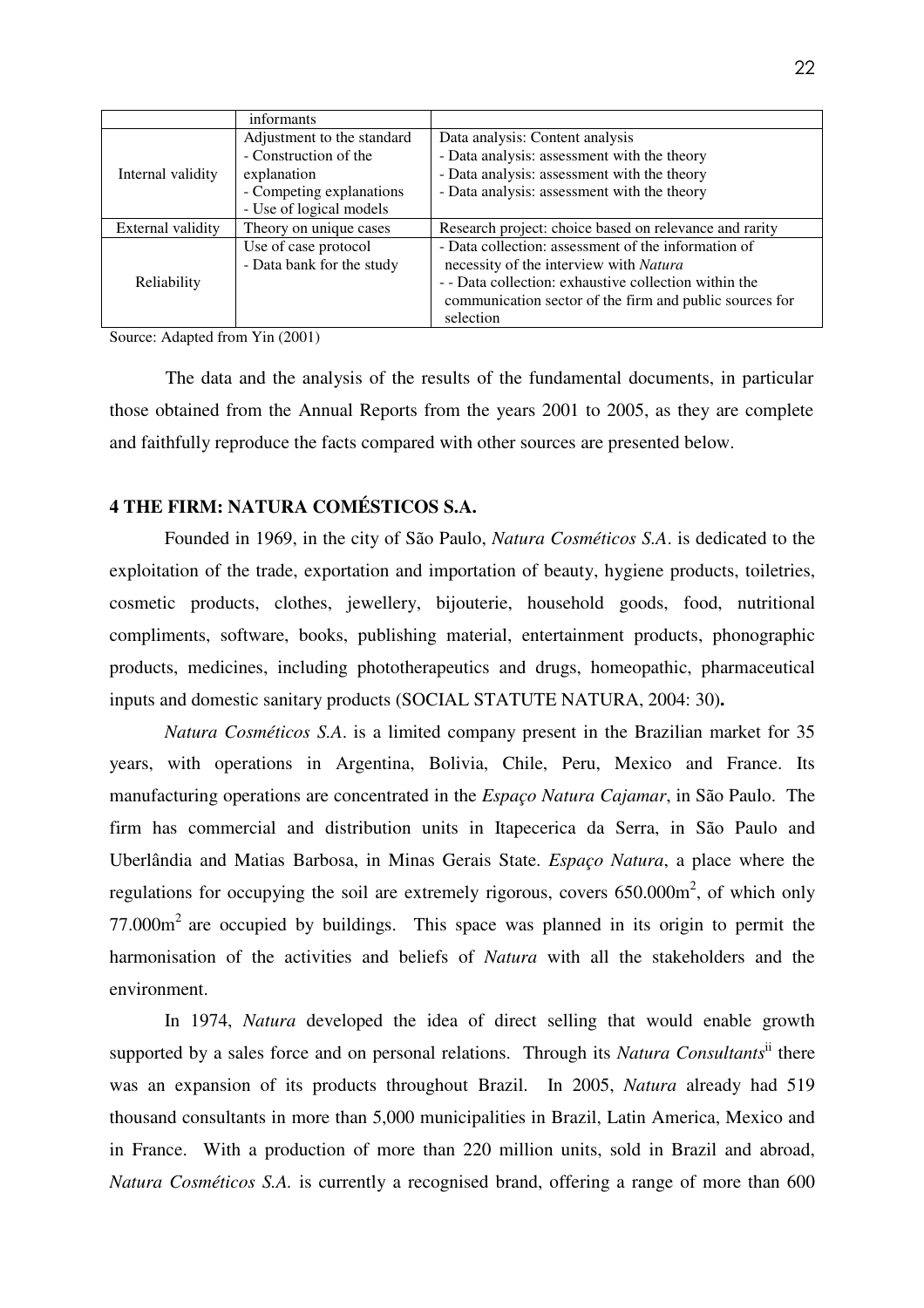| | informants | |
|---|---|---|
| Internal validity | Adjustment to the standard<br>- Construction of the explanation<br>- Competing explanations<br>- Use of logical models | Data analysis: Content analysis<br>- Data analysis: assessment with the theory<br>- Data analysis: assessment with the theory<br>- Data analysis: assessment with the theory |
| External validity | Theory on unique cases | Research project: choice based on relevance and rarity |
| Reliability | Use of case protocol<br>- Data bank for the study | - Data collection: assessment of the information of necessity of the interview with *Natura*<br>- - Data collection: exhaustive collection within the communication sector of the firm and public sources for selection |

Source: Adapted from Yin (2001)

The data and the analysis of the results of the fundamental documents, in particular those obtained from the Annual Reports from the years 2001 to 2005, as they are complete and faithfully reproduce the facts compared with other sources are presented below.

## 4 THE FIRM: NATURA COMÉSTICOS S.A.

Founded in 1969, in the city of São Paulo, *Natura Cosméticos S.A*. is dedicated to the exploitation of the trade, exportation and importation of beauty, hygiene products, toiletries, cosmetic products, clothes, jewellery, bijouterie, household goods, food, nutritional compliments, software, books, publishing material, entertainment products, phonographic products, medicines, including phototherapeutics and drugs, homeopathic, pharmaceutical inputs and domestic sanitary products (SOCIAL STATUTE NATURA, 2004: 30)**.**

*Natura Cosméticos S.A*. is a limited company present in the Brazilian market for 35 years, with operations in Argentina, Bolivia, Chile, Peru, Mexico and France. Its manufacturing operations are concentrated in the *Espaço Natura Cajamar*, in São Paulo. The firm has commercial and distribution units in Itapecerica da Serra, in São Paulo and Uberlândia and Matias Barbosa, in Minas Gerais State. *Espaço Natura*, a place where the regulations for occupying the soil are extremely rigorous, covers 650.000m$^2$, of which only 77.000m$^2$ are occupied by buildings. This space was planned in its origin to permit the harmonisation of the activities and beliefs of *Natura* with all the stakeholders and the environment.

In 1974, *Natura* developed the idea of direct selling that would enable growth supported by a sales force and on personal relations. Through its *Natura Consultants*[ii] there was an expansion of its products throughout Brazil. In 2005, *Natura* already had 519 thousand consultants in more than 5,000 municipalities in Brazil, Latin America, Mexico and in France. With a production of more than 220 million units, sold in Brazil and abroad, *Natura Cosméticos S.A.* is currently a recognised brand, offering a range of more than 600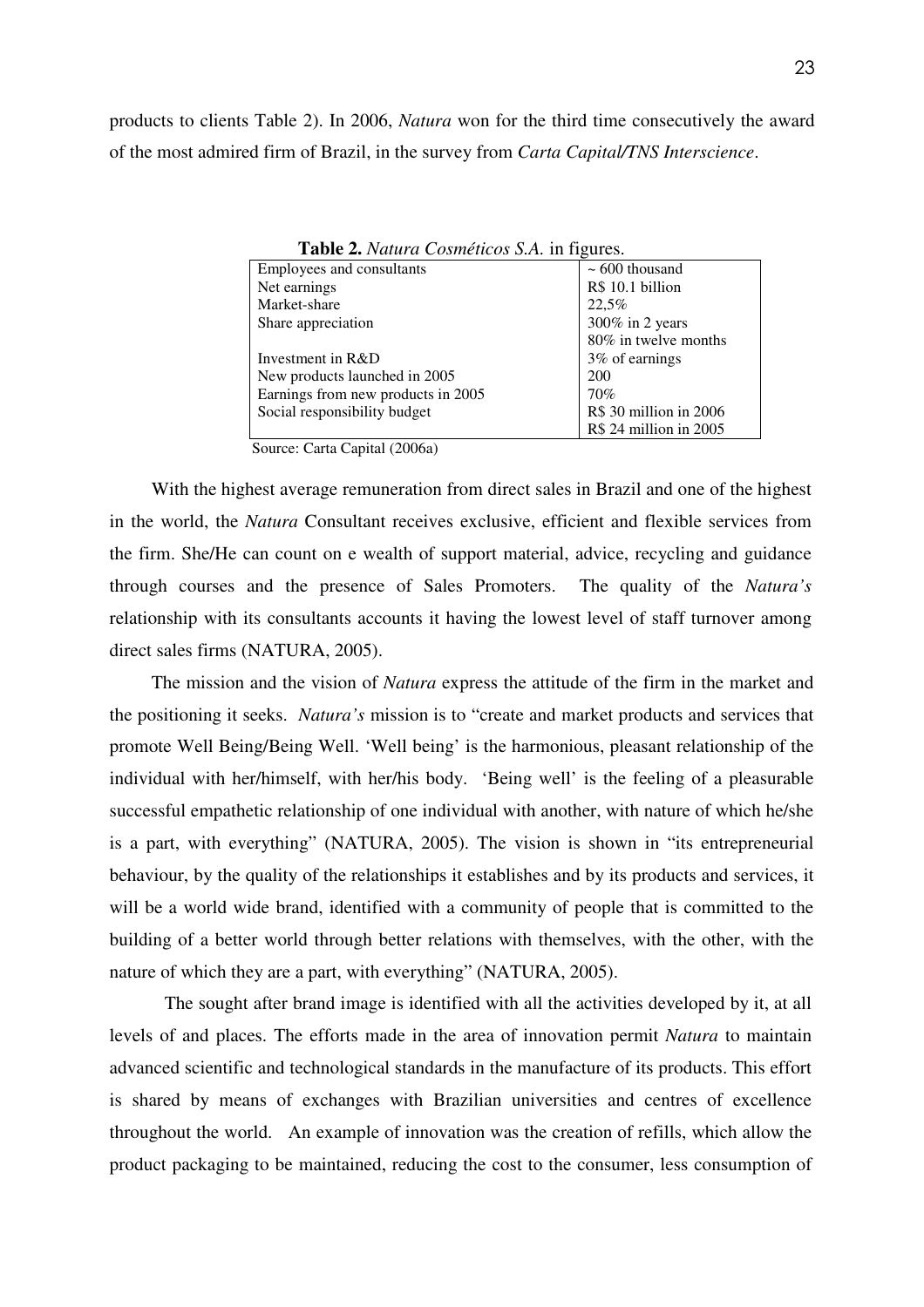products to clients Table 2). In 2006, *Natura* won for the third time consecutively the award of the most admired firm of Brazil, in the survey from *Carta Capital/TNS Interscience*.

**Table 2.** *Natura Cosméticos S.A.* in figures.

| | |
|---|---|
| Employees and consultants | ~ 600 thousand |
| Net earnings | R$ 10.1 billion |
| Market-share | 22,5% |
| Share appreciation | 300% in 2 years<br>80% in twelve months |
| Investment in R&D | 3% of earnings |
| New products launched in 2005 | 200 |
| Earnings from new products in 2005 | 70% |
| Social responsibility budget | R$ 30 million in 2006<br>R$ 24 million in 2005 |

Source: Carta Capital (2006a)

With the highest average remuneration from direct sales in Brazil and one of the highest in the world, the *Natura* Consultant receives exclusive, efficient and flexible services from the firm. She/He can count on e wealth of support material, advice, recycling and guidance through courses and the presence of Sales Promoters. The quality of the *Natura's* relationship with its consultants accounts it having the lowest level of staff turnover among direct sales firms (NATURA, 2005).

The mission and the vision of *Natura* express the attitude of the firm in the market and the positioning it seeks. *Natura's* mission is to "create and market products and services that promote Well Being/Being Well. 'Well being' is the harmonious, pleasant relationship of the individual with her/himself, with her/his body. 'Being well' is the feeling of a pleasurable successful empathetic relationship of one individual with another, with nature of which he/she is a part, with everything" (NATURA, 2005). The vision is shown in "its entrepreneurial behaviour, by the quality of the relationships it establishes and by its products and services, it will be a world wide brand, identified with a community of people that is committed to the building of a better world through better relations with themselves, with the other, with the nature of which they are a part, with everything" (NATURA, 2005).

The sought after brand image is identified with all the activities developed by it, at all levels of and places. The efforts made in the area of innovation permit *Natura* to maintain advanced scientific and technological standards in the manufacture of its products. This effort is shared by means of exchanges with Brazilian universities and centres of excellence throughout the world. An example of innovation was the creation of refills, which allow the product packaging to be maintained, reducing the cost to the consumer, less consumption of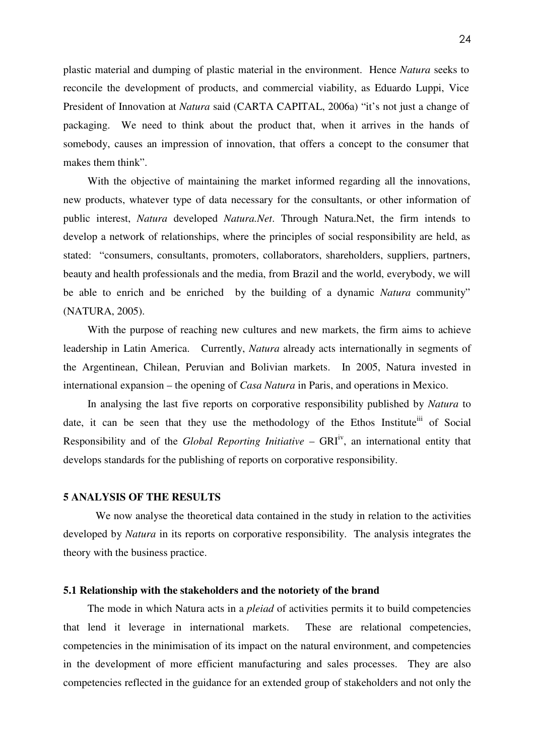plastic material and dumping of plastic material in the environment. Hence *Natura* seeks to reconcile the development of products, and commercial viability, as Eduardo Luppi, Vice President of Innovation at *Natura* said (CARTA CAPITAL, 2006a) "it's not just a change of packaging. We need to think about the product that, when it arrives in the hands of somebody, causes an impression of innovation, that offers a concept to the consumer that makes them think".

With the objective of maintaining the market informed regarding all the innovations, new products, whatever type of data necessary for the consultants, or other information of public interest, *Natura* developed *Natura.Net*. Through Natura.Net, the firm intends to develop a network of relationships, where the principles of social responsibility are held, as stated: "consumers, consultants, promoters, collaborators, shareholders, suppliers, partners, beauty and health professionals and the media, from Brazil and the world, everybody, we will be able to enrich and be enriched by the building of a dynamic *Natura* community" (NATURA, 2005).

With the purpose of reaching new cultures and new markets, the firm aims to achieve leadership in Latin America. Currently, *Natura* already acts internationally in segments of the Argentinean, Chilean, Peruvian and Bolivian markets. In 2005, Natura invested in international expansion – the opening of *Casa Natura* in Paris, and operations in Mexico.

In analysing the last five reports on corporative responsibility published by *Natura* to date, it can be seen that they use the methodology of the Ethos Institute[iii] of Social Responsibility and of the *Global Reporting Initiative* – GRI[iv], an international entity that develops standards for the publishing of reports on corporative responsibility.

## 5 ANALYSIS OF THE RESULTS

We now analyse the theoretical data contained in the study in relation to the activities developed by *Natura* in its reports on corporative responsibility. The analysis integrates the theory with the business practice.

### 5.1 Relationship with the stakeholders and the notoriety of the brand

The mode in which Natura acts in a *pleiad* of activities permits it to build competencies that lend it leverage in international markets. These are relational competencies, competencies in the minimisation of its impact on the natural environment, and competencies in the development of more efficient manufacturing and sales processes. They are also competencies reflected in the guidance for an extended group of stakeholders and not only the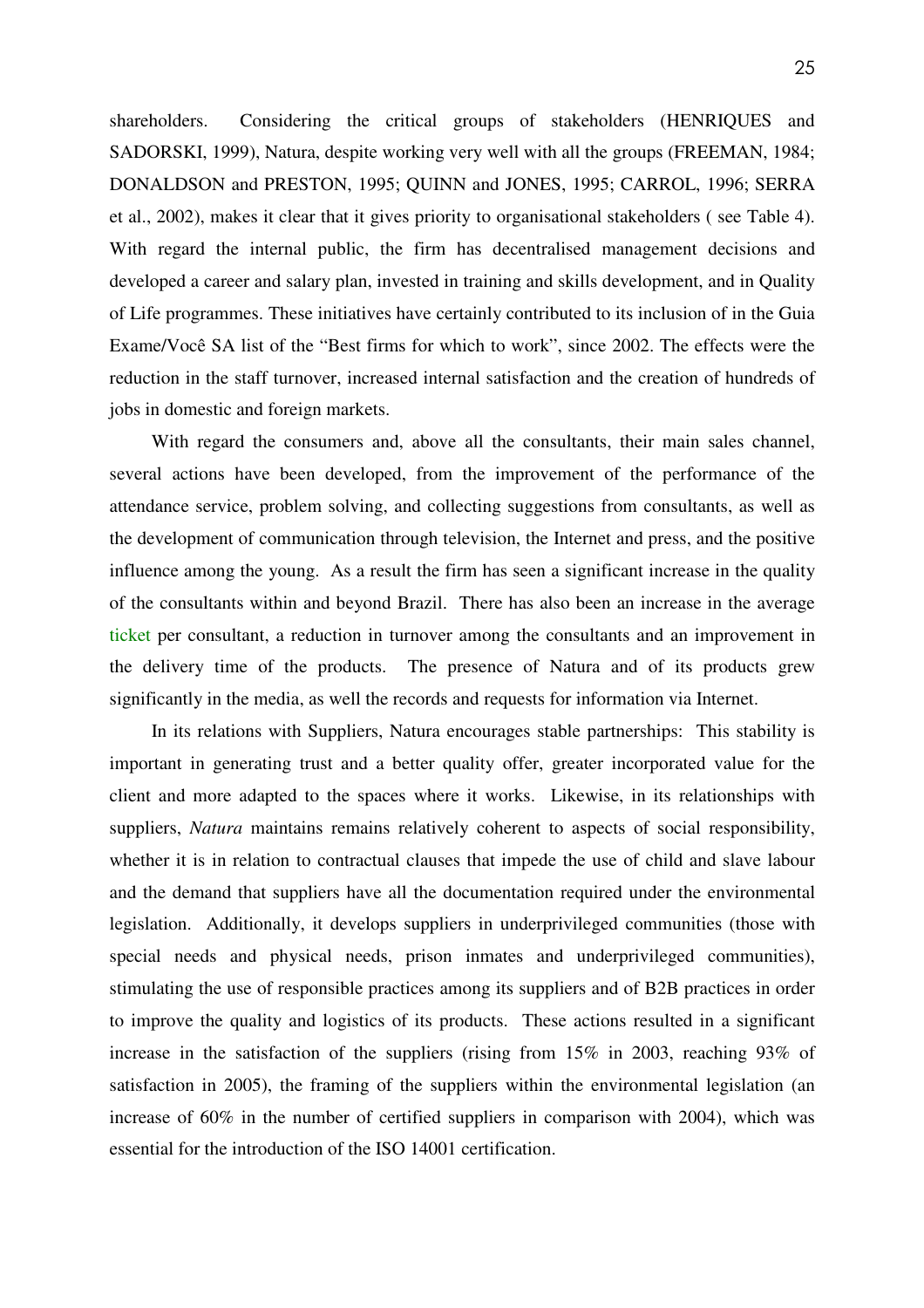shareholders. Considering the critical groups of stakeholders (HENRIQUES and SADORSKI, 1999), Natura, despite working very well with all the groups (FREEMAN, 1984; DONALDSON and PRESTON, 1995; QUINN and JONES, 1995; CARROL, 1996; SERRA et al., 2002), makes it clear that it gives priority to organisational stakeholders ( see Table 4). With regard the internal public, the firm has decentralised management decisions and developed a career and salary plan, invested in training and skills development, and in Quality of Life programmes. These initiatives have certainly contributed to its inclusion of in the Guia Exame/Você SA list of the "Best firms for which to work", since 2002. The effects were the reduction in the staff turnover, increased internal satisfaction and the creation of hundreds of jobs in domestic and foreign markets.

With regard the consumers and, above all the consultants, their main sales channel, several actions have been developed, from the improvement of the performance of the attendance service, problem solving, and collecting suggestions from consultants, as well as the development of communication through television, the Internet and press, and the positive influence among the young. As a result the firm has seen a significant increase in the quality of the consultants within and beyond Brazil. There has also been an increase in the average ticket per consultant, a reduction in turnover among the consultants and an improvement in the delivery time of the products. The presence of Natura and of its products grew significantly in the media, as well the records and requests for information via Internet.

In its relations with Suppliers, Natura encourages stable partnerships: This stability is important in generating trust and a better quality offer, greater incorporated value for the client and more adapted to the spaces where it works. Likewise, in its relationships with suppliers, *Natura* maintains remains relatively coherent to aspects of social responsibility, whether it is in relation to contractual clauses that impede the use of child and slave labour and the demand that suppliers have all the documentation required under the environmental legislation. Additionally, it develops suppliers in underprivileged communities (those with special needs and physical needs, prison inmates and underprivileged communities), stimulating the use of responsible practices among its suppliers and of B2B practices in order to improve the quality and logistics of its products. These actions resulted in a significant increase in the satisfaction of the suppliers (rising from 15% in 2003, reaching 93% of satisfaction in 2005), the framing of the suppliers within the environmental legislation (an increase of 60% in the number of certified suppliers in comparison with 2004), which was essential for the introduction of the ISO 14001 certification.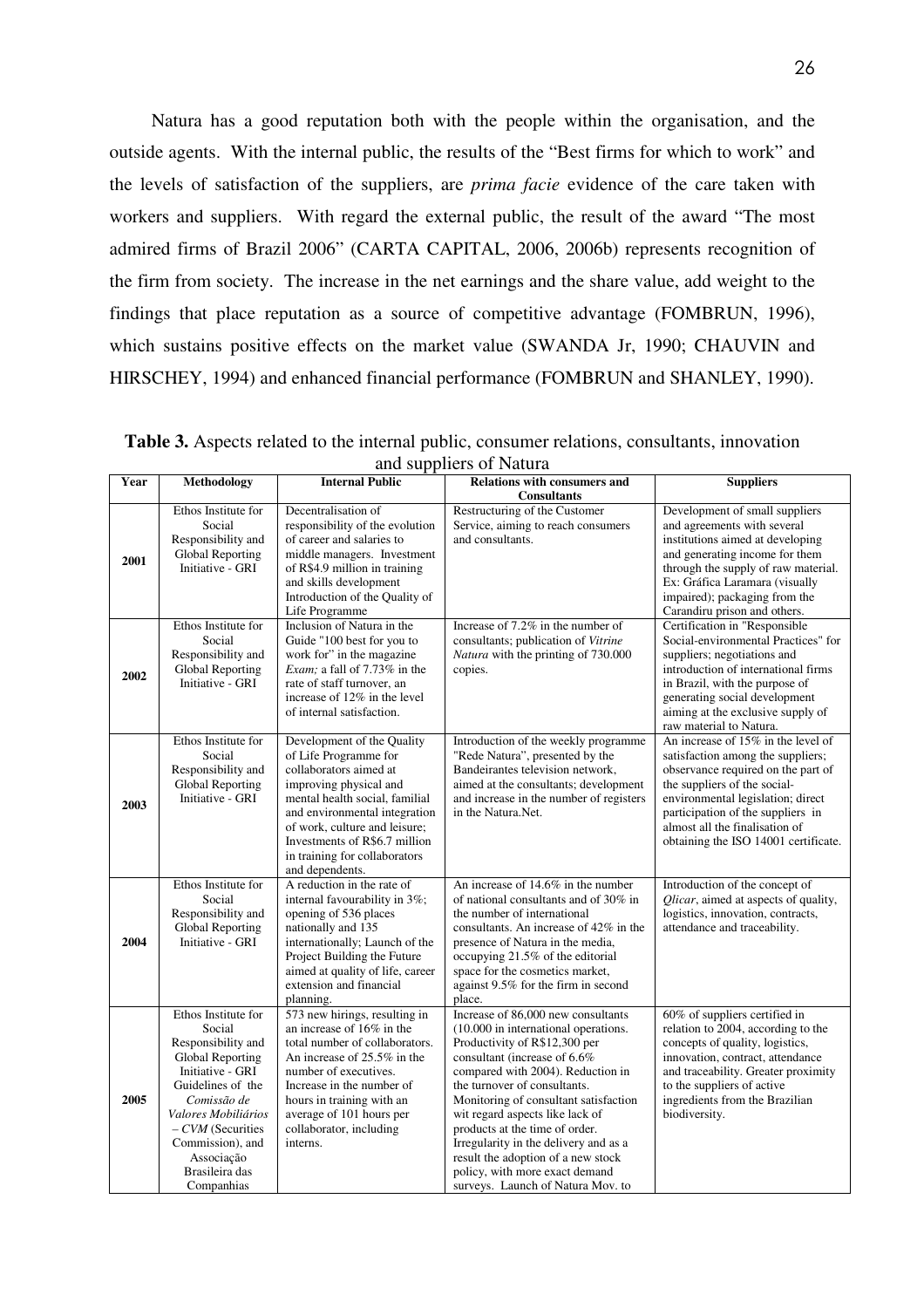Natura has a good reputation both with the people within the organisation, and the outside agents. With the internal public, the results of the "Best firms for which to work" and the levels of satisfaction of the suppliers, are *prima facie* evidence of the care taken with workers and suppliers. With regard the external public, the result of the award "The most admired firms of Brazil 2006" (CARTA CAPITAL, 2006, 2006b) represents recognition of the firm from society. The increase in the net earnings and the share value, add weight to the findings that place reputation as a source of competitive advantage (FOMBRUN, 1996), which sustains positive effects on the market value (SWANDA Jr, 1990; CHAUVIN and HIRSCHEY, 1994) and enhanced financial performance (FOMBRUN and SHANLEY, 1990).

**Table 3.** Aspects related to the internal public, consumer relations, consultants, innovation and suppliers of Natura

| Year | Methodology | Internal Public | Relations with consumers and Consultants | Suppliers |
|---|---|---|---|---|
| 2001 | Ethos Institute for Social Responsibility and Global Reporting Initiative - GRI | Decentralisation of responsibility of the evolution of career and salaries to middle managers. Investment of R$4.9 million in training and skills development Introduction of the Quality of Life Programme | Restructuring of the Customer Service, aiming to reach consumers and consultants. | Development of small suppliers and agreements with several institutions aimed at developing and generating income for them through the supply of raw material. Ex: Gráfica Laramara (visually impaired); packaging from the Carandiru prison and others. |
| 2002 | Ethos Institute for Social Responsibility and Global Reporting Initiative - GRI | Inclusion of Natura in the Guide "100 best for you to work for" in the magazine *Exam;* a fall of 7.73% in the rate of staff turnover, an increase of 12% in the level of internal satisfaction. | Increase of 7.2% in the number of consultants; publication of *Vitrine Natura* with the printing of 730.000 copies. | Certification in "Responsible Social-environmental Practices" for suppliers; negotiations and introduction of international firms in Brazil, with the purpose of generating social development aiming at the exclusive supply of raw material to Natura. |
| 2003 | Ethos Institute for Social Responsibility and Global Reporting Initiative - GRI | Development of the Quality of Life Programme for collaborators aimed at improving physical and mental health social, familial and environmental integration of work, culture and leisure; Investments of R$6.7 million in training for collaborators and dependents. | Introduction of the weekly programme "Rede Natura", presented by the Bandeirantes television network, aimed at the consultants; development and increase in the number of registers in the Natura.Net. | An increase of 15% in the level of satisfaction among the suppliers; observance required on the part of the suppliers of the social-environmental legislation; direct participation of the suppliers in almost all the finalisation of obtaining the ISO 14001 certificate. |
| 2004 | Ethos Institute for Social Responsibility and Global Reporting Initiative - GRI | A reduction in the rate of internal favourability in 3%; opening of 536 places nationally and 135 internationally; Launch of the Project Building the Future aimed at quality of life, career extension and financial planning. | An increase of 14.6% in the number of national consultants and of 30% in the number of international consultants. An increase of 42% in the presence of Natura in the media, occupying 21.5% of the editorial space for the cosmetics market, against 9.5% for the firm in second place. | Introduction of the concept of *Qlicar*, aimed at aspects of quality, logistics, innovation, contracts, attendance and traceability. |
| 2005 | Ethos Institute for Social Responsibility and Global Reporting Initiative - GRI Guidelines of the *Comissão de Valores Mobiliários – CVM* (Securities Commission), and Associação Brasileira das Companhias | 573 new hirings, resulting in an increase of 16% in the total number of collaborators. An increase of 25.5% in the number of executives. Increase in the number of hours in training with an average of 101 hours per collaborator, including interns. | Increase of 86,000 new consultants (10.000 in international operations. Productivity of R$12,300 per consultant (increase of 6.6% compared with 2004). Reduction in the turnover of consultants. Monitoring of consultant satisfaction wit regard aspects like lack of products at the time of order. Irregularity in the delivery and as a result the adoption of a new stock policy, with more exact demand surveys. Launch of Natura Mov. to | 60% of suppliers certified in relation to 2004, according to the concepts of quality, logistics, innovation, contract, attendance and traceability. Greater proximity to the suppliers of active ingredients from the Brazilian biodiversity. |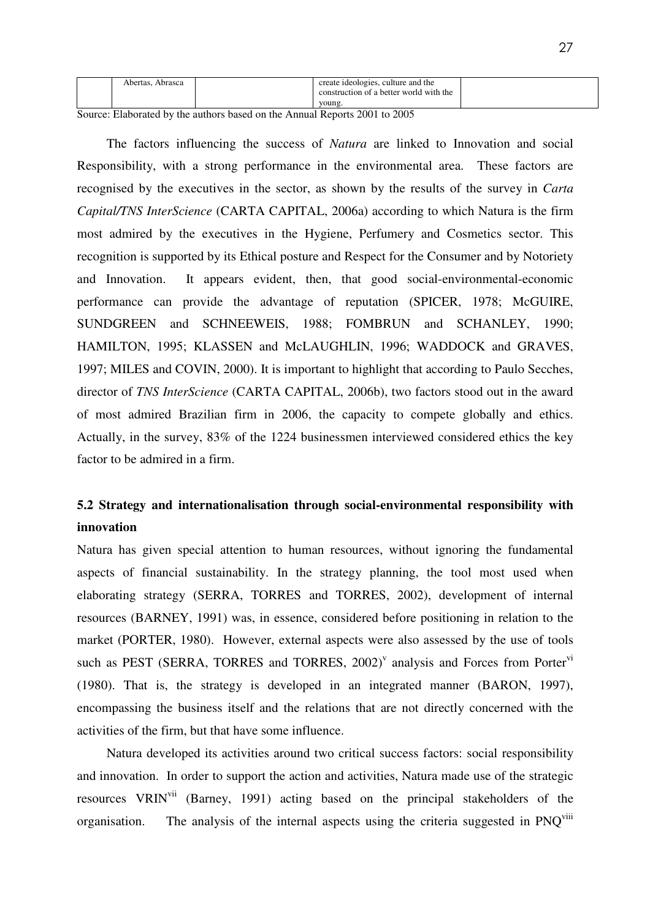|  | Abertas, Abrasca |  | create ideologies, culture and the construction of a better world with the young. |  |
|---|---|---|---|---|

Source: Elaborated by the authors based on the Annual Reports 2001 to 2005

The factors influencing the success of *Natura* are linked to Innovation and social Responsibility, with a strong performance in the environmental area. These factors are recognised by the executives in the sector, as shown by the results of the survey in *Carta Capital/TNS InterScience* (CARTA CAPITAL, 2006a) according to which Natura is the firm most admired by the executives in the Hygiene, Perfumery and Cosmetics sector. This recognition is supported by its Ethical posture and Respect for the Consumer and by Notoriety and Innovation. It appears evident, then, that good social-environmental-economic performance can provide the advantage of reputation (SPICER, 1978; McGUIRE, SUNDGREEN and SCHNEEWEIS, 1988; FOMBRUN and SCHANLEY, 1990; HAMILTON, 1995; KLASSEN and McLAUGHLIN, 1996; WADDOCK and GRAVES, 1997; MILES and COVIN, 2000). It is important to highlight that according to Paulo Secches, director of *TNS InterScience* (CARTA CAPITAL, 2006b), two factors stood out in the award of most admired Brazilian firm in 2006, the capacity to compete globally and ethics. Actually, in the survey, 83% of the 1224 businessmen interviewed considered ethics the key factor to be admired in a firm.

## 5.2 Strategy and internationalisation through social-environmental responsibility with innovation

Natura has given special attention to human resources, without ignoring the fundamental aspects of financial sustainability. In the strategy planning, the tool most used when elaborating strategy (SERRA, TORRES and TORRES, 2002), development of internal resources (BARNEY, 1991) was, in essence, considered before positioning in relation to the market (PORTER, 1980). However, external aspects were also assessed by the use of tools such as PEST (SERRA, TORRES and TORRES, 2002)[v] analysis and Forces from Porter[vi] (1980). That is, the strategy is developed in an integrated manner (BARON, 1997), encompassing the business itself and the relations that are not directly concerned with the activities of the firm, but that have some influence.

Natura developed its activities around two critical success factors: social responsibility and innovation. In order to support the action and activities, Natura made use of the strategic resources VRIN[vii] (Barney, 1991) acting based on the principal stakeholders of the organisation. The analysis of the internal aspects using the criteria suggested in PNQ[viii]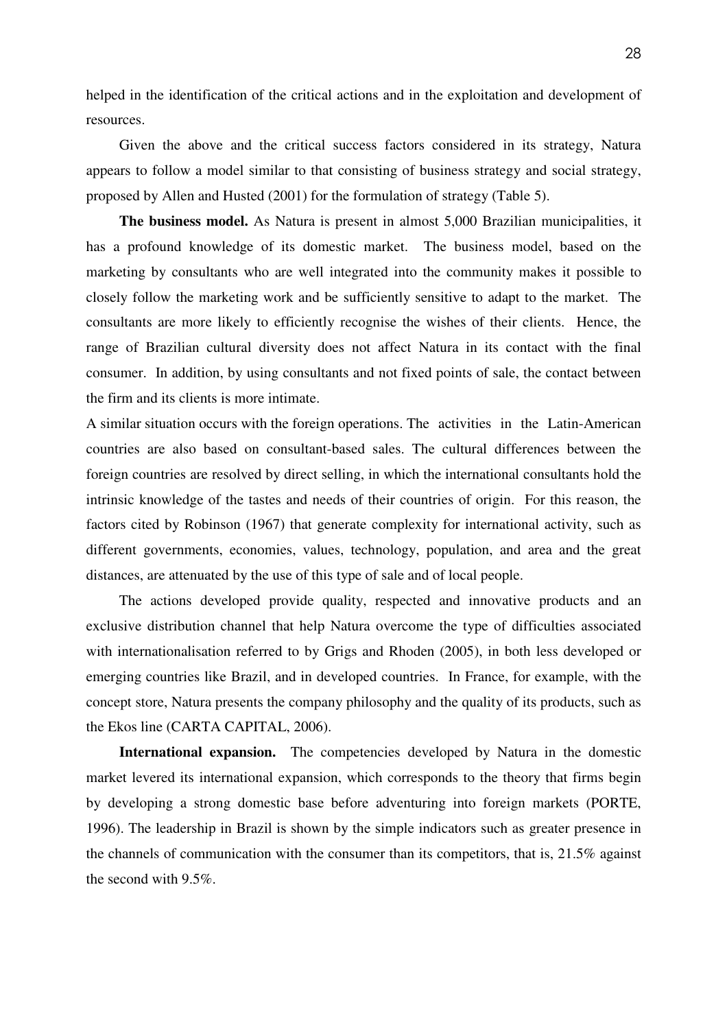helped in the identification of the critical actions and in the exploitation and development of resources.

Given the above and the critical success factors considered in its strategy, Natura appears to follow a model similar to that consisting of business strategy and social strategy, proposed by Allen and Husted (2001) for the formulation of strategy (Table 5).

**The business model.** As Natura is present in almost 5,000 Brazilian municipalities, it has a profound knowledge of its domestic market. The business model, based on the marketing by consultants who are well integrated into the community makes it possible to closely follow the marketing work and be sufficiently sensitive to adapt to the market. The consultants are more likely to efficiently recognise the wishes of their clients. Hence, the range of Brazilian cultural diversity does not affect Natura in its contact with the final consumer. In addition, by using consultants and not fixed points of sale, the contact between the firm and its clients is more intimate.

A similar situation occurs with the foreign operations. The activities in the Latin-American countries are also based on consultant-based sales. The cultural differences between the foreign countries are resolved by direct selling, in which the international consultants hold the intrinsic knowledge of the tastes and needs of their countries of origin. For this reason, the factors cited by Robinson (1967) that generate complexity for international activity, such as different governments, economies, values, technology, population, and area and the great distances, are attenuated by the use of this type of sale and of local people.

The actions developed provide quality, respected and innovative products and an exclusive distribution channel that help Natura overcome the type of difficulties associated with internationalisation referred to by Grigs and Rhoden (2005), in both less developed or emerging countries like Brazil, and in developed countries. In France, for example, with the concept store, Natura presents the company philosophy and the quality of its products, such as the Ekos line (CARTA CAPITAL, 2006).

**International expansion.** The competencies developed by Natura in the domestic market levered its international expansion, which corresponds to the theory that firms begin by developing a strong domestic base before adventuring into foreign markets (PORTE, 1996). The leadership in Brazil is shown by the simple indicators such as greater presence in the channels of communication with the consumer than its competitors, that is, 21.5% against the second with 9.5%.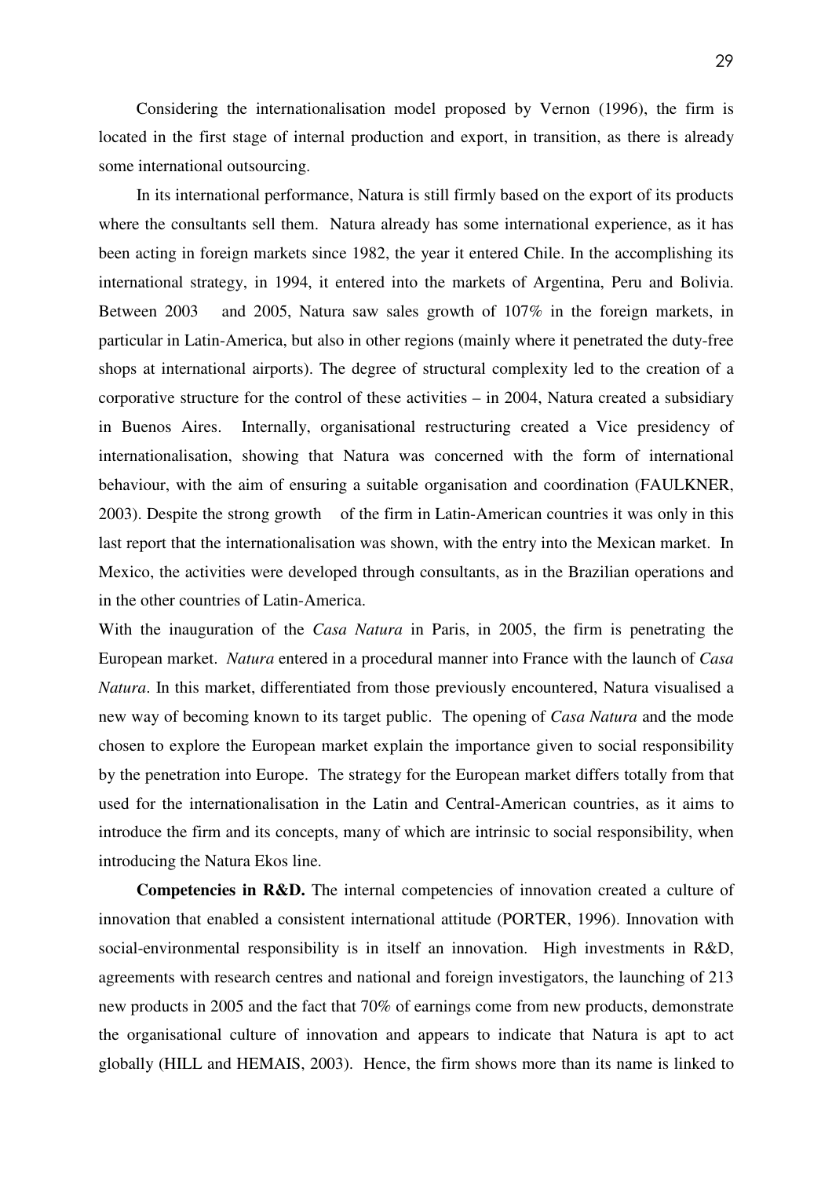Considering the internationalisation model proposed by Vernon (1996), the firm is located in the first stage of internal production and export, in transition, as there is already some international outsourcing.

In its international performance, Natura is still firmly based on the export of its products where the consultants sell them. Natura already has some international experience, as it has been acting in foreign markets since 1982, the year it entered Chile. In the accomplishing its international strategy, in 1994, it entered into the markets of Argentina, Peru and Bolivia. Between 2003 and 2005, Natura saw sales growth of 107% in the foreign markets, in particular in Latin-America, but also in other regions (mainly where it penetrated the duty-free shops at international airports). The degree of structural complexity led to the creation of a corporative structure for the control of these activities – in 2004, Natura created a subsidiary in Buenos Aires. Internally, organisational restructuring created a Vice presidency of internationalisation, showing that Natura was concerned with the form of international behaviour, with the aim of ensuring a suitable organisation and coordination (FAULKNER, 2003). Despite the strong growth of the firm in Latin-American countries it was only in this last report that the internationalisation was shown, with the entry into the Mexican market. In Mexico, the activities were developed through consultants, as in the Brazilian operations and in the other countries of Latin-America.

With the inauguration of the *Casa Natura* in Paris, in 2005, the firm is penetrating the European market. *Natura* entered in a procedural manner into France with the launch of *Casa Natura*. In this market, differentiated from those previously encountered, Natura visualised a new way of becoming known to its target public. The opening of *Casa Natura* and the mode chosen to explore the European market explain the importance given to social responsibility by the penetration into Europe. The strategy for the European market differs totally from that used for the internationalisation in the Latin and Central-American countries, as it aims to introduce the firm and its concepts, many of which are intrinsic to social responsibility, when introducing the Natura Ekos line.

**Competencies in R&D.** The internal competencies of innovation created a culture of innovation that enabled a consistent international attitude (PORTER, 1996). Innovation with social-environmental responsibility is in itself an innovation. High investments in R&D, agreements with research centres and national and foreign investigators, the launching of 213 new products in 2005 and the fact that 70% of earnings come from new products, demonstrate the organisational culture of innovation and appears to indicate that Natura is apt to act globally (HILL and HEMAIS, 2003). Hence, the firm shows more than its name is linked to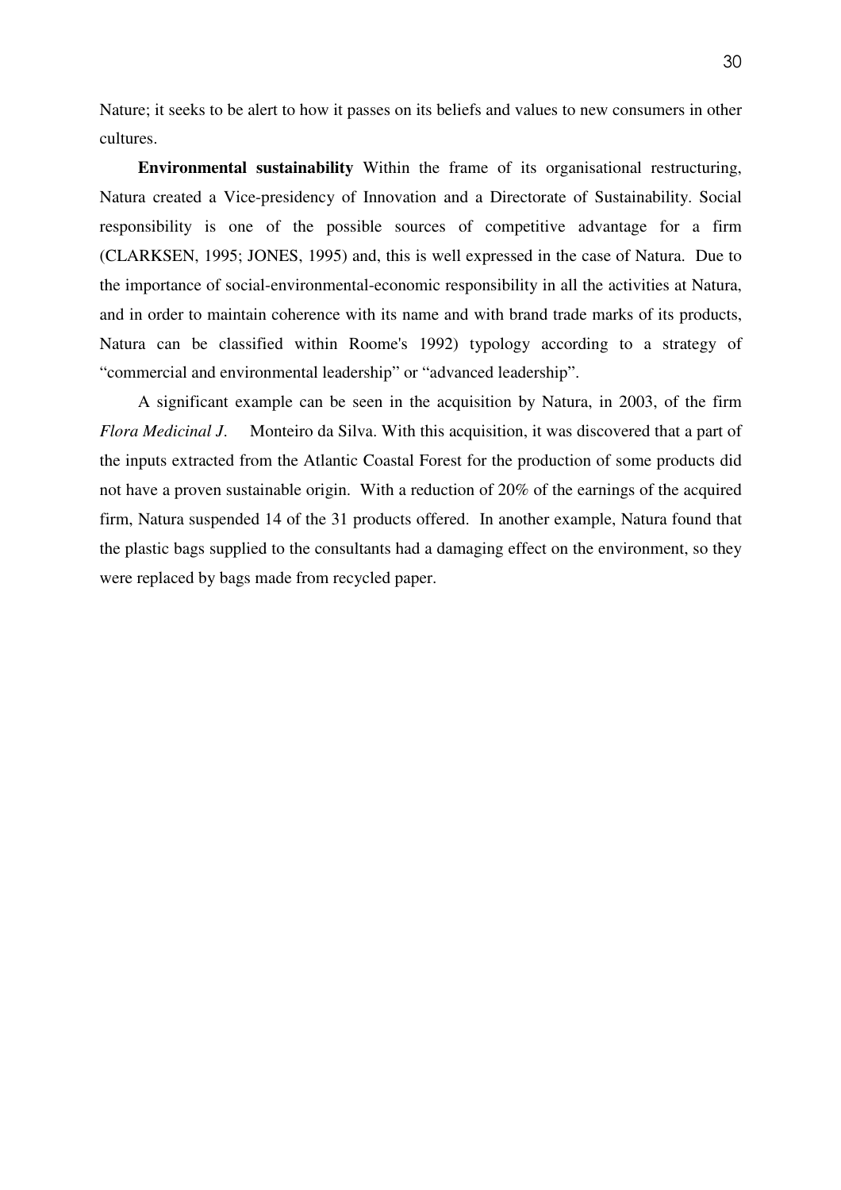Nature; it seeks to be alert to how it passes on its beliefs and values to new consumers in other cultures.

**Environmental sustainability** Within the frame of its organisational restructuring, Natura created a Vice-presidency of Innovation and a Directorate of Sustainability. Social responsibility is one of the possible sources of competitive advantage for a firm (CLARKSEN, 1995; JONES, 1995) and, this is well expressed in the case of Natura. Due to the importance of social-environmental-economic responsibility in all the activities at Natura, and in order to maintain coherence with its name and with brand trade marks of its products, Natura can be classified within Roome's 1992) typology according to a strategy of "commercial and environmental leadership" or "advanced leadership".

A significant example can be seen in the acquisition by Natura, in 2003, of the firm *Flora Medicinal J*. Monteiro da Silva. With this acquisition, it was discovered that a part of the inputs extracted from the Atlantic Coastal Forest for the production of some products did not have a proven sustainable origin. With a reduction of 20% of the earnings of the acquired firm, Natura suspended 14 of the 31 products offered. In another example, Natura found that the plastic bags supplied to the consultants had a damaging effect on the environment, so they were replaced by bags made from recycled paper.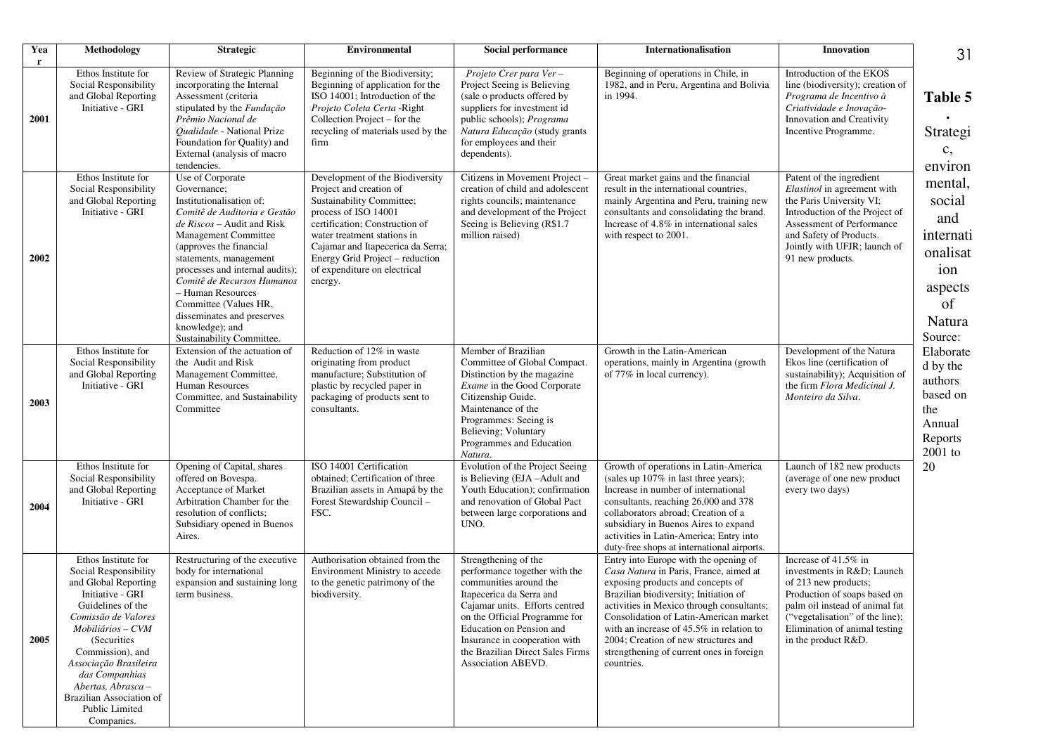**Table 5. Strategic, environmental, social and internationalisation aspects of Natura**

| Year | Methodology | Strategic | Environmental | Social performance | Internationalisation | Innovation |
|---|---|---|---|---|---|---|
| 2001 | Ethos Institute for Social Responsibility and Global Reporting Initiative - GRI | Review of Strategic Planning incorporating the Internal Assessment (criteria stipulated by the *Fundação Prêmio Nacional de Qualidade* - National Prize Foundation for Quality) and External (analysis of macro tendencies. | Beginning of the Biodiversity; Beginning of application for the ISO 14001; Introduction of the *Projeto Coleta Certa* -Right Collection Project – for the recycling of materials used by the firm | *Projeto Crer para Ver* – Project Seeing is Believing (sale o products offered by suppliers for investment id public schools); *Programa Natura Educação* (study grants for employees and their dependents). | Beginning of operations in Chile, in 1982, and in Peru, Argentina and Bolivia in 1994. | Introduction of the EKOS line (biodiversity); creation of *Programa de Incentivo à Criatividade e Inovação*- Innovation and Creativity Incentive Programme. |
| 2002 | Ethos Institute for Social Responsibility and Global Reporting Initiative - GRI | Use of Corporate Governance; Institutionalisation of: *Comitê de Auditoria e Gestão de Riscos* – Audit and Risk Management Committee (approves the financial statements, management processes and internal audits); *Comitê de Recursos Humanos* – Human Resources Committee (Values HR, disseminates and preserves knowledge); and Sustainability Committee. | Development of the Biodiversity Project and creation of Sustainability Committee; process of ISO 14001 certification; Construction of water treatment stations in Cajamar and Itapecerica da Serra; Energy Grid Project – reduction of expenditure on electrical energy. | Citizens in Movement Project – creation of child and adolescent rights councils; maintenance and development of the Project Seeing is Believing (R$1.7 million raised) | Great market gains and the financial result in the international countries, mainly Argentina and Peru, training new consultants and consolidating the brand. Increase of 4.8% in international sales with respect to 2001. | Patent of the ingredient *Elastinol* in agreement with the Paris University VI; Introduction of the Project of Assessment of Performance and Safety of Products. Jointly with UFJR; launch of 91 new products. |
| 2003 | Ethos Institute for Social Responsibility and Global Reporting Initiative - GRI | Extension of the actuation of the Audit and Risk Management Committee, Human Resources Committee, and Sustainability Committee | Reduction of 12% in waste originating from product manufacture; Substitution of plastic by recycled paper in packaging of products sent to consultants. | Member of Brazilian Committee of Global Compact. Distinction by the magazine *Exame* in the Good Corporate Citizenship Guide. Maintenance of the Programmes: Seeing is Believing; Voluntary Programmes and Education *Natura*. | Growth in the Latin-American operations, mainly in Argentina (growth of 77% in local currency). | Development of the Natura Ekos line (certification of sustainability); Acquisition of the firm *Flora Medicinal J. Monteiro da Silva*. |
| 2004 | Ethos Institute for Social Responsibility and Global Reporting Initiative - GRI | Opening of Capital, shares offered on Bovespa. Acceptance of Market Arbitration Chamber for the resolution of conflicts; Subsidiary opened in Buenos Aires. | ISO 14001 Certification obtained; Certification of three Brazilian assets in Amapá by the Forest Stewardship Council – FSC. | Evolution of the Project Seeing is Believing (EJA –Adult and Youth Education); confirmation and renovation of Global Pact between large corporations and UNO. | Growth of operations in Latin-America (sales up 107% in last three years); Increase in number of international consultants, reaching 26,000 and 378 collaborators abroad; Creation of a subsidiary in Buenos Aires to expand activities in Latin-America; Entry into duty-free shops at international airports. | Launch of 182 new products (average of one new product every two days) |
| 2005 | Ethos Institute for Social Responsibility and Global Reporting Initiative - GRI Guidelines of the *Comissão de Valores Mobiliários – CVM* (Securities Commission), and *Associação Brasileira das Companhias Abertas, Abrasca* – Brazilian Association of Public Limited Companies. | Restructuring of the executive body for international expansion and sustaining long term business. | Authorisation obtained from the Environment Ministry to accede to the genetic patrimony of the biodiversity. | Strengthening of the performance together with the communities around the Itapecerica da Serra and Cajamar units. Efforts centred on the Official Programme for Education on Pension and Insurance in cooperation with the Brazilian Direct Sales Firms Association ABEVD. | Entry into Europe with the opening of *Casa Natura* in Paris, France, aimed at exposing products and concepts of Brazilian biodiversity; Initiation of activities in Mexico through consultants; Consolidation of Latin-American market with an increase of 45.5% in relation to 2004; Creation of new structures and strengthening of current ones in foreign countries. | Increase of 41.5% in investments in R&D; Launch of 213 new products; Production of soaps based on palm oil instead of animal fat ("vegetalisation" of the line); Elimination of animal testing in the product R&D. |

Source: Elaborated by the authors based on the Annual Reports 2001 to 20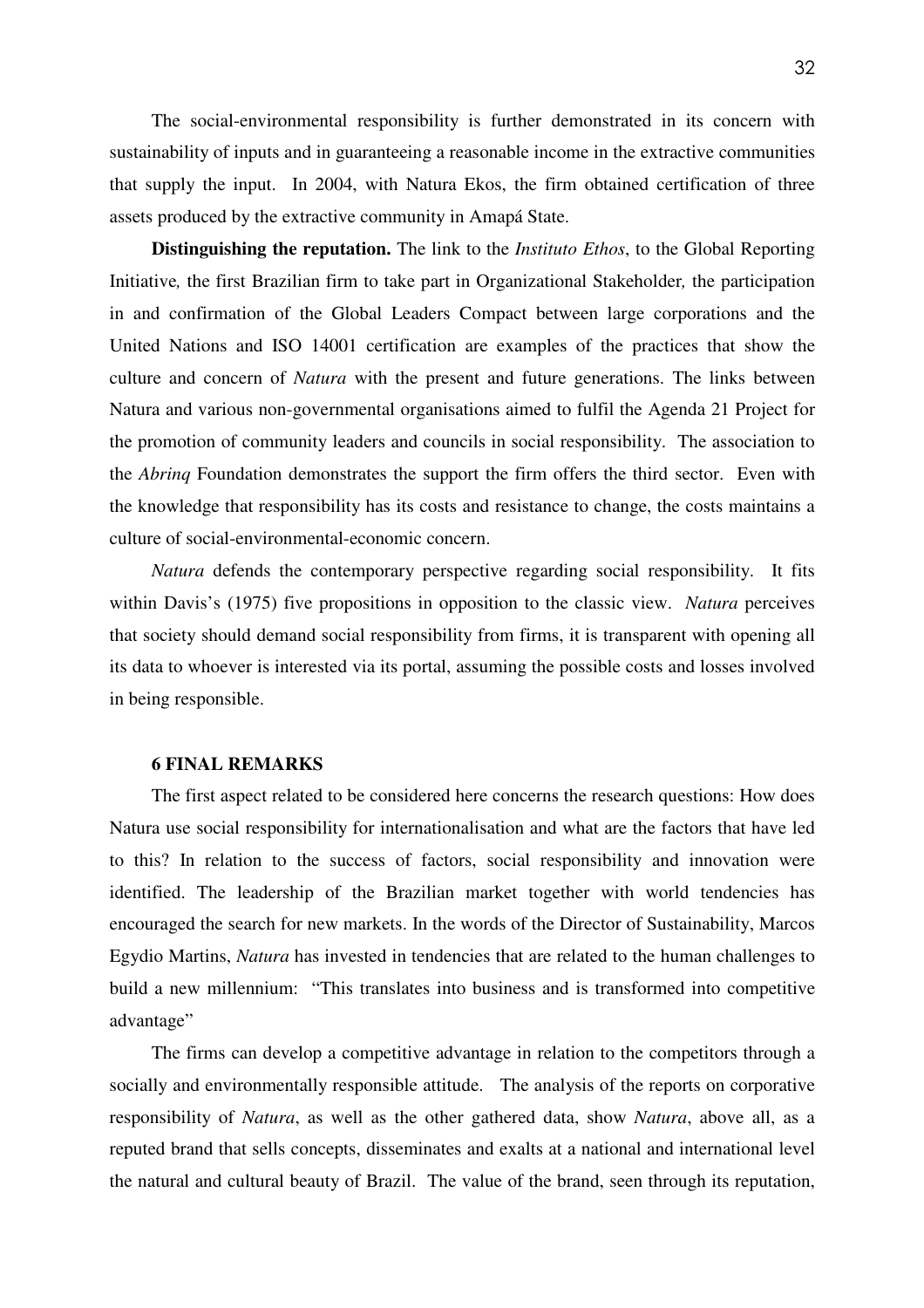The social-environmental responsibility is further demonstrated in its concern with sustainability of inputs and in guaranteeing a reasonable income in the extractive communities that supply the input. In 2004, with Natura Ekos, the firm obtained certification of three assets produced by the extractive community in Amapá State.

**Distinguishing the reputation.** The link to the *Instituto Ethos*, to the Global Reporting Initiative*,* the first Brazilian firm to take part in Organizational Stakeholder*,* the participation in and confirmation of the Global Leaders Compact between large corporations and the United Nations and ISO 14001 certification are examples of the practices that show the culture and concern of *Natura* with the present and future generations. The links between Natura and various non-governmental organisations aimed to fulfil the Agenda 21 Project for the promotion of community leaders and councils in social responsibility. The association to the *Abrinq* Foundation demonstrates the support the firm offers the third sector. Even with the knowledge that responsibility has its costs and resistance to change, the costs maintains a culture of social-environmental-economic concern.

*Natura* defends the contemporary perspective regarding social responsibility. It fits within Davis's (1975) five propositions in opposition to the classic view. *Natura* perceives that society should demand social responsibility from firms, it is transparent with opening all its data to whoever is interested via its portal, assuming the possible costs and losses involved in being responsible.

## 6 FINAL REMARKS

The first aspect related to be considered here concerns the research questions: How does Natura use social responsibility for internationalisation and what are the factors that have led to this? In relation to the success of factors, social responsibility and innovation were identified. The leadership of the Brazilian market together with world tendencies has encouraged the search for new markets. In the words of the Director of Sustainability, Marcos Egydio Martins, *Natura* has invested in tendencies that are related to the human challenges to build a new millennium: "This translates into business and is transformed into competitive advantage"

The firms can develop a competitive advantage in relation to the competitors through a socially and environmentally responsible attitude. The analysis of the reports on corporative responsibility of *Natura*, as well as the other gathered data, show *Natura*, above all, as a reputed brand that sells concepts, disseminates and exalts at a national and international level the natural and cultural beauty of Brazil. The value of the brand, seen through its reputation,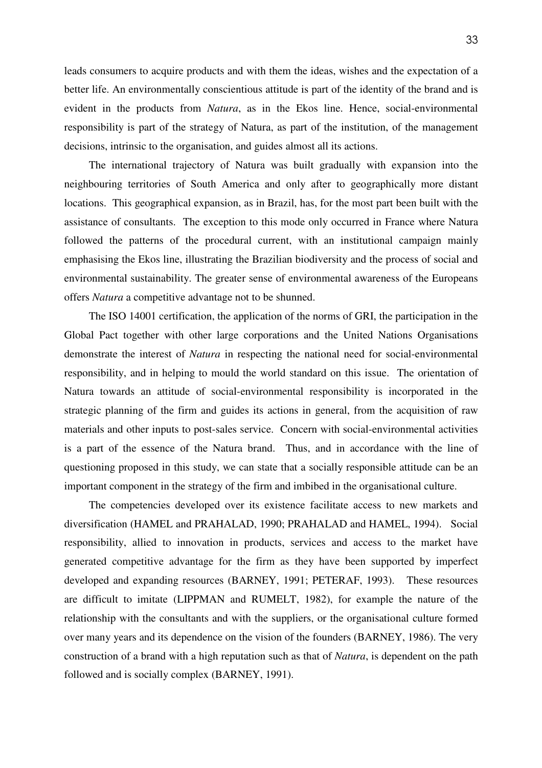leads consumers to acquire products and with them the ideas, wishes and the expectation of a better life. An environmentally conscientious attitude is part of the identity of the brand and is evident in the products from *Natura*, as in the Ekos line. Hence, social-environmental responsibility is part of the strategy of Natura, as part of the institution, of the management decisions, intrinsic to the organisation, and guides almost all its actions.

The international trajectory of Natura was built gradually with expansion into the neighbouring territories of South America and only after to geographically more distant locations. This geographical expansion, as in Brazil, has, for the most part been built with the assistance of consultants. The exception to this mode only occurred in France where Natura followed the patterns of the procedural current, with an institutional campaign mainly emphasising the Ekos line, illustrating the Brazilian biodiversity and the process of social and environmental sustainability. The greater sense of environmental awareness of the Europeans offers *Natura* a competitive advantage not to be shunned.

The ISO 14001 certification, the application of the norms of GRI, the participation in the Global Pact together with other large corporations and the United Nations Organisations demonstrate the interest of *Natura* in respecting the national need for social-environmental responsibility, and in helping to mould the world standard on this issue. The orientation of Natura towards an attitude of social-environmental responsibility is incorporated in the strategic planning of the firm and guides its actions in general, from the acquisition of raw materials and other inputs to post-sales service. Concern with social-environmental activities is a part of the essence of the Natura brand. Thus, and in accordance with the line of questioning proposed in this study, we can state that a socially responsible attitude can be an important component in the strategy of the firm and imbibed in the organisational culture.

The competencies developed over its existence facilitate access to new markets and diversification (HAMEL and PRAHALAD, 1990; PRAHALAD and HAMEL, 1994). Social responsibility, allied to innovation in products, services and access to the market have generated competitive advantage for the firm as they have been supported by imperfect developed and expanding resources (BARNEY, 1991; PETERAF, 1993). These resources are difficult to imitate (LIPPMAN and RUMELT, 1982), for example the nature of the relationship with the consultants and with the suppliers, or the organisational culture formed over many years and its dependence on the vision of the founders (BARNEY, 1986). The very construction of a brand with a high reputation such as that of *Natura*, is dependent on the path followed and is socially complex (BARNEY, 1991).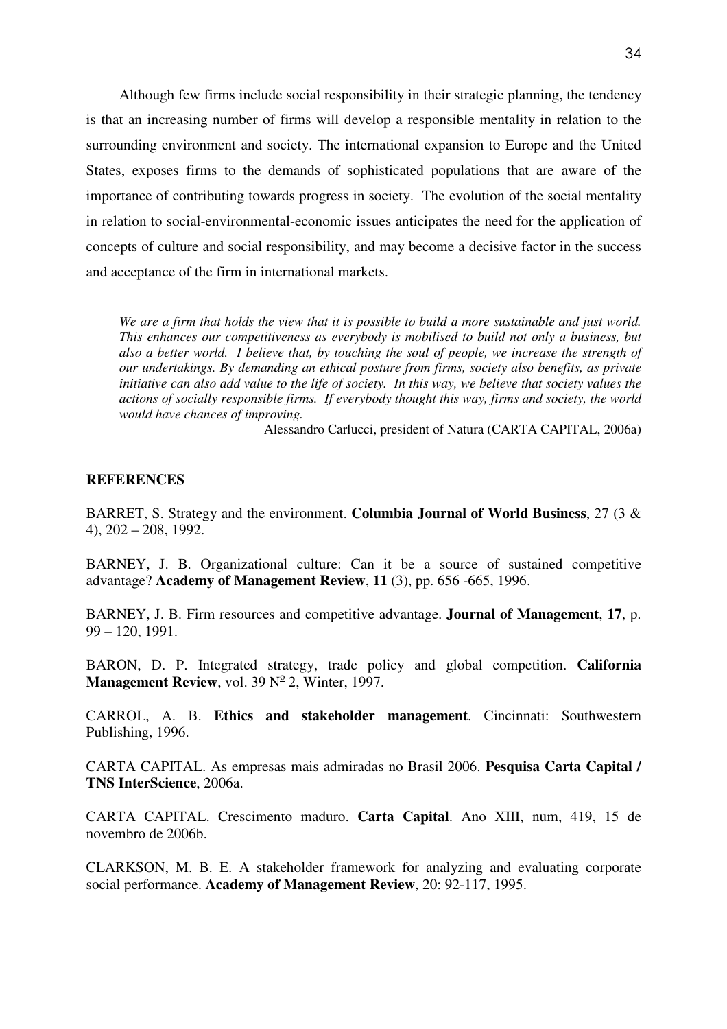Although few firms include social responsibility in their strategic planning, the tendency is that an increasing number of firms will develop a responsible mentality in relation to the surrounding environment and society. The international expansion to Europe and the United States, exposes firms to the demands of sophisticated populations that are aware of the importance of contributing towards progress in society. The evolution of the social mentality in relation to social-environmental-economic issues anticipates the need for the application of concepts of culture and social responsibility, and may become a decisive factor in the success and acceptance of the firm in international markets.

> *We are a firm that holds the view that it is possible to build a more sustainable and just world. This enhances our competitiveness as everybody is mobilised to build not only a business, but also a better world. I believe that, by touching the soul of people, we increase the strength of our undertakings. By demanding an ethical posture from firms, society also benefits, as private initiative can also add value to the life of society. In this way, we believe that society values the actions of socially responsible firms. If everybody thought this way, firms and society, the world would have chances of improving.*
>
> Alessandro Carlucci, president of Natura (CARTA CAPITAL, 2006a)

## REFERENCES

BARRET, S. Strategy and the environment. **Columbia Journal of World Business**, 27 (3 & 4), 202 – 208, 1992.

BARNEY, J. B. Organizational culture: Can it be a source of sustained competitive advantage? **Academy of Management Review**, **11** (3), pp. 656 -665, 1996.

BARNEY, J. B. Firm resources and competitive advantage. **Journal of Management**, **17**, p. 99 – 120, 1991.

BARON, D. P. Integrated strategy, trade policy and global competition. **California Management Review**, vol. 39 Nº 2, Winter, 1997.

CARROL, A. B. **Ethics and stakeholder management**. Cincinnati: Southwestern Publishing, 1996.

CARTA CAPITAL. As empresas mais admiradas no Brasil 2006. **Pesquisa Carta Capital / TNS InterScience**, 2006a.

CARTA CAPITAL. Crescimento maduro. **Carta Capital**. Ano XIII, num, 419, 15 de novembro de 2006b.

CLARKSON, M. B. E. A stakeholder framework for analyzing and evaluating corporate social performance. **Academy of Management Review**, 20: 92-117, 1995.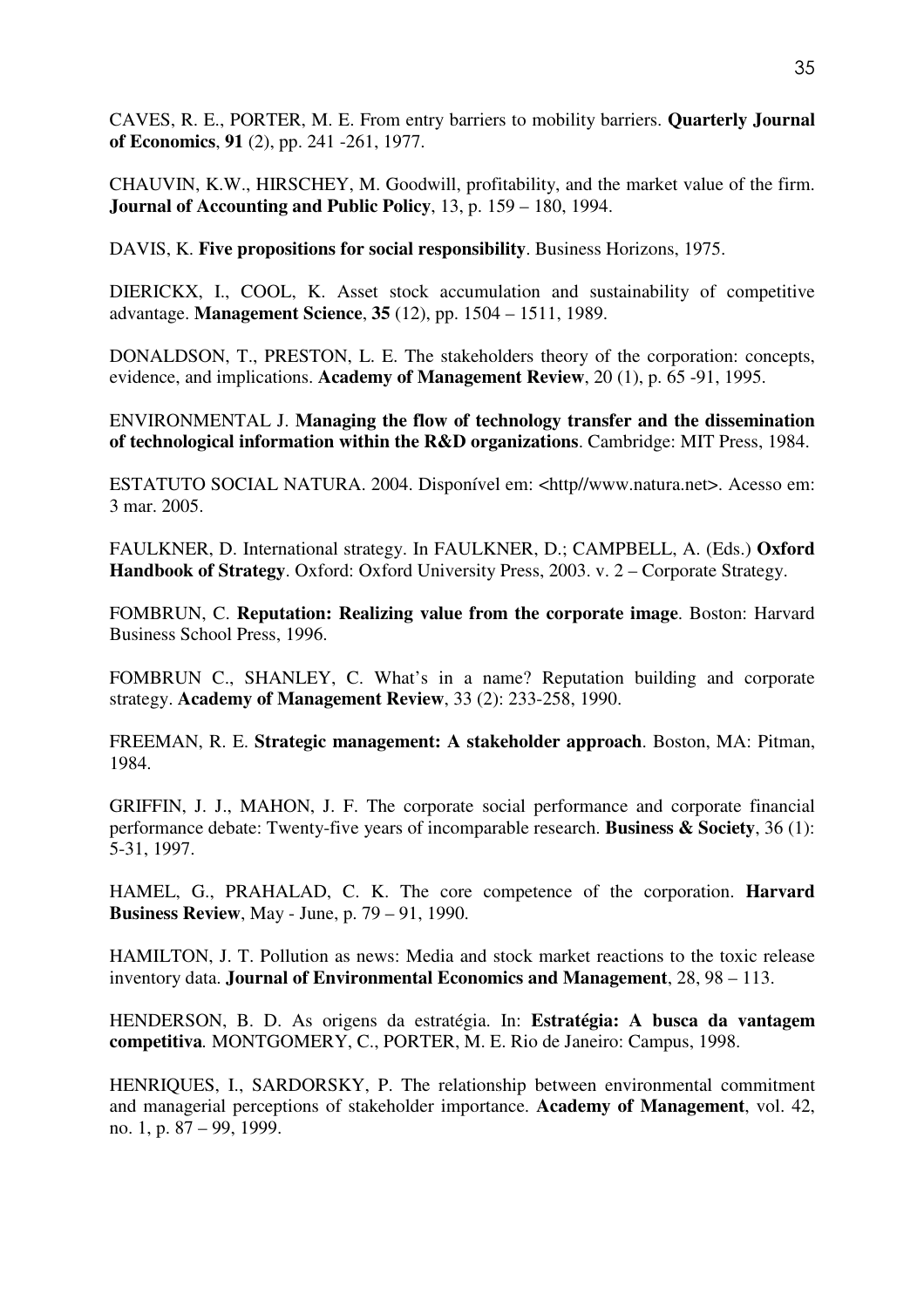CAVES, R. E., PORTER, M. E. From entry barriers to mobility barriers. **Quarterly Journal of Economics**, **91** (2), pp. 241 -261, 1977.

CHAUVIN, K.W., HIRSCHEY, M. Goodwill, profitability, and the market value of the firm. **Journal of Accounting and Public Policy**, 13, p. 159 – 180, 1994.

DAVIS, K. **Five propositions for social responsibility**. Business Horizons, 1975.

DIERICKX, I., COOL, K. Asset stock accumulation and sustainability of competitive advantage. **Management Science**, **35** (12), pp. 1504 – 1511, 1989.

DONALDSON, T., PRESTON, L. E. The stakeholders theory of the corporation: concepts, evidence, and implications. **Academy of Management Review**, 20 (1), p. 65 -91, 1995.

ENVIRONMENTAL J. **Managing the flow of technology transfer and the dissemination of technological information within the R&D organizations**. Cambridge: MIT Press, 1984.

ESTATUTO SOCIAL NATURA. 2004. Disponível em: <http//www.natura.net>. Acesso em: 3 mar. 2005.

FAULKNER, D. International strategy. In FAULKNER, D.; CAMPBELL, A. (Eds.) **Oxford Handbook of Strategy**. Oxford: Oxford University Press, 2003. v. 2 – Corporate Strategy.

FOMBRUN, C. **Reputation: Realizing value from the corporate image**. Boston: Harvard Business School Press, 1996.

FOMBRUN C., SHANLEY, C. What's in a name? Reputation building and corporate strategy. **Academy of Management Review**, 33 (2): 233-258, 1990.

FREEMAN, R. E. **Strategic management: A stakeholder approach**. Boston, MA: Pitman, 1984.

GRIFFIN, J. J., MAHON, J. F. The corporate social performance and corporate financial performance debate: Twenty-five years of incomparable research. **Business & Society**, 36 (1): 5-31, 1997.

HAMEL, G., PRAHALAD, C. K. The core competence of the corporation. **Harvard Business Review**, May - June, p. 79 – 91, 1990.

HAMILTON, J. T. Pollution as news: Media and stock market reactions to the toxic release inventory data. **Journal of Environmental Economics and Management**, 28, 98 – 113.

HENDERSON, B. D. As origens da estratégia. In: **Estratégia: A busca da vantagem competitiva***.* MONTGOMERY, C., PORTER, M. E. Rio de Janeiro: Campus, 1998.

HENRIQUES, I., SARDORSKY, P. The relationship between environmental commitment and managerial perceptions of stakeholder importance. **Academy of Management**, vol. 42, no. 1, p. 87 – 99, 1999.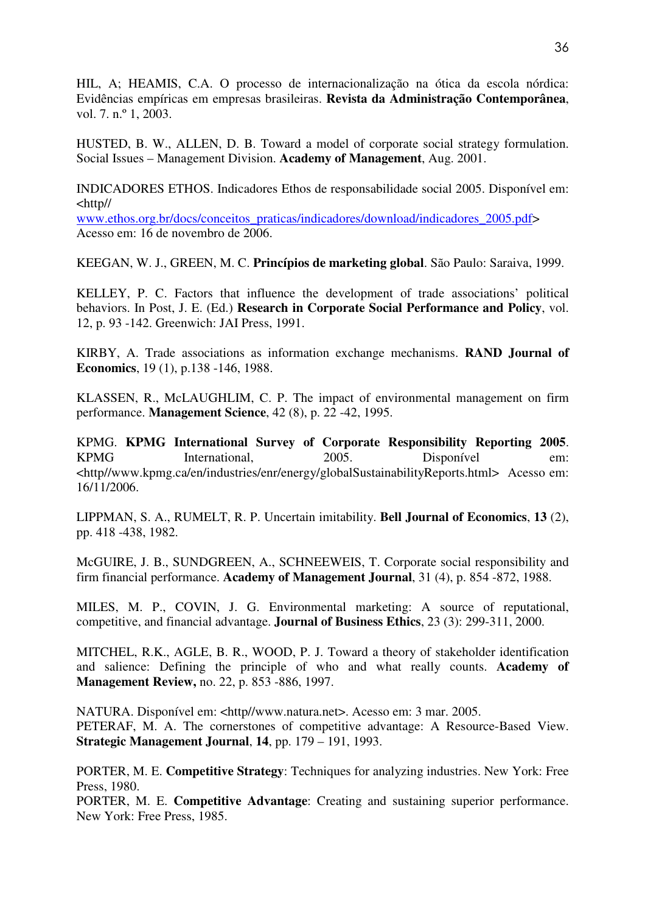HIL, A; HEAMIS, C.A. O processo de internacionalização na ótica da escola nórdica: Evidências empíricas em empresas brasileiras. **Revista da Administração Contemporânea**, vol. 7. n.º 1, 2003.

HUSTED, B. W., ALLEN, D. B. Toward a model of corporate social strategy formulation. Social Issues – Management Division. **Academy of Management**, Aug. 2001.

INDICADORES ETHOS. Indicadores Ethos de responsabilidade social 2005. Disponível em: <http// www.ethos.org.br/docs/conceitos_praticas/indicadores/download/indicadores_2005.pdf> Acesso em: 16 de novembro de 2006.

KEEGAN, W. J., GREEN, M. C. **Princípios de marketing global**. São Paulo: Saraiva, 1999.

KELLEY, P. C. Factors that influence the development of trade associations' political behaviors. In Post, J. E. (Ed.) **Research in Corporate Social Performance and Policy**, vol. 12, p. 93 -142. Greenwich: JAI Press, 1991.

KIRBY, A. Trade associations as information exchange mechanisms. **RAND Journal of Economics**, 19 (1), p.138 -146, 1988.

KLASSEN, R., McLAUGHLIM, C. P. The impact of environmental management on firm performance. **Management Science**, 42 (8), p. 22 -42, 1995.

KPMG. **KPMG International Survey of Corporate Responsibility Reporting 2005**. KPMG International, 2005. Disponível em: <http//www.kpmg.ca/en/industries/enr/energy/globalSustainabilityReports.html> Acesso em: 16/11/2006.

LIPPMAN, S. A., RUMELT, R. P. Uncertain imitability. **Bell Journal of Economics**, **13** (2), pp. 418 -438, 1982.

McGUIRE, J. B., SUNDGREEN, A., SCHNEEWEIS, T. Corporate social responsibility and firm financial performance. **Academy of Management Journal**, 31 (4), p. 854 -872, 1988.

MILES, M. P., COVIN, J. G. Environmental marketing: A source of reputational, competitive, and financial advantage. **Journal of Business Ethics**, 23 (3): 299-311, 2000.

MITCHEL, R.K., AGLE, B. R., WOOD, P. J. Toward a theory of stakeholder identification and salience: Defining the principle of who and what really counts. **Academy of Management Review,** no. 22, p. 853 -886, 1997.

NATURA. Disponível em: <http//www.natura.net>. Acesso em: 3 mar. 2005.

PETERAF, M. A. The cornerstones of competitive advantage: A Resource-Based View. **Strategic Management Journal**, **14**, pp. 179 – 191, 1993.

PORTER, M. E. **Competitive Strategy**: Techniques for analyzing industries. New York: Free Press, 1980.

PORTER, M. E. **Competitive Advantage**: Creating and sustaining superior performance. New York: Free Press, 1985.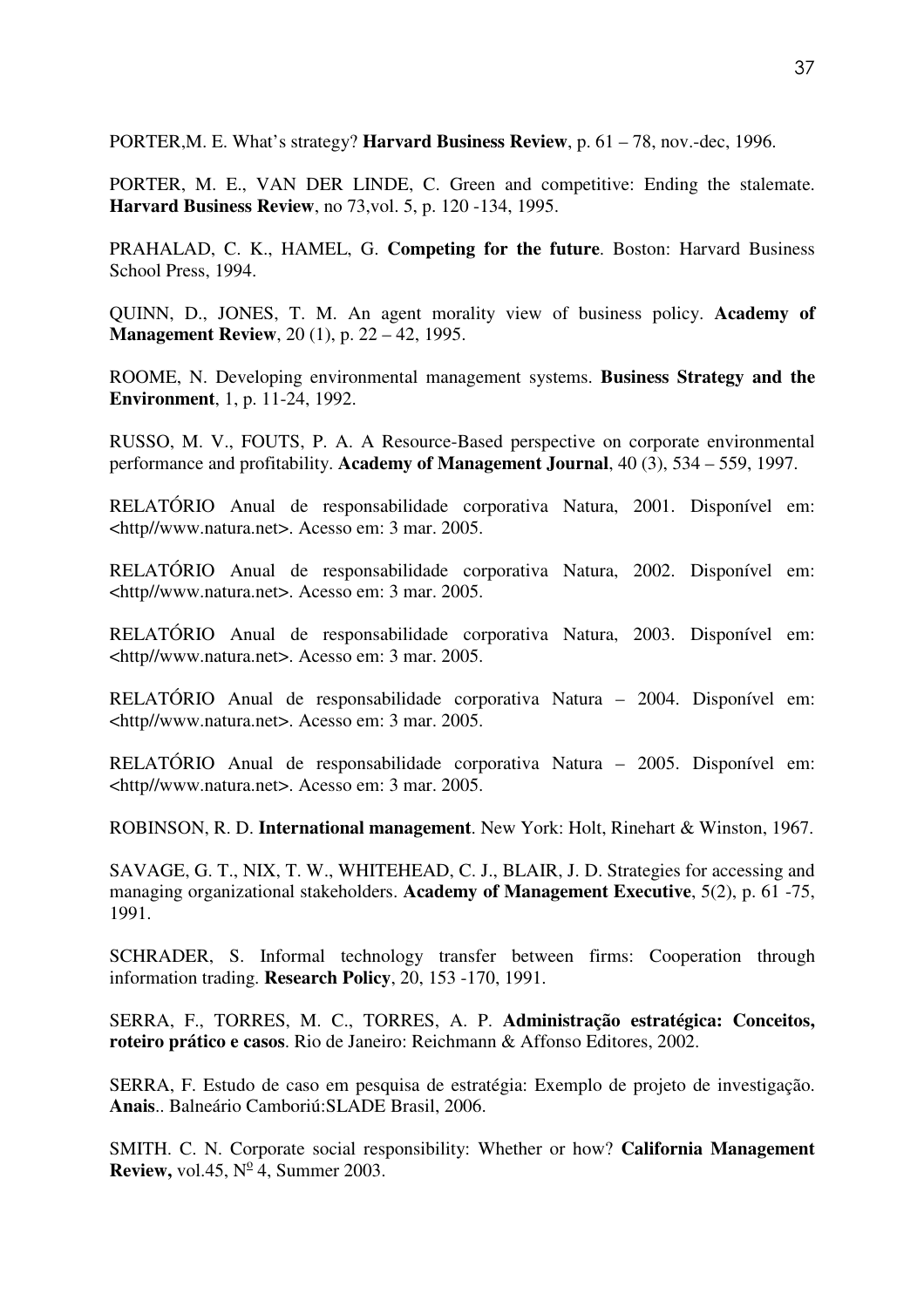PORTER,M. E. What's strategy? **Harvard Business Review**, p. 61 – 78, nov.-dec, 1996.

PORTER, M. E., VAN DER LINDE, C. Green and competitive: Ending the stalemate. **Harvard Business Review**, no 73,vol. 5, p. 120 -134, 1995.

PRAHALAD, C. K., HAMEL, G. **Competing for the future**. Boston: Harvard Business School Press, 1994.

QUINN, D., JONES, T. M. An agent morality view of business policy. **Academy of Management Review**, 20 (1), p. 22 – 42, 1995.

ROOME, N. Developing environmental management systems. **Business Strategy and the Environment**, 1, p. 11-24, 1992.

RUSSO, M. V., FOUTS, P. A. A Resource-Based perspective on corporate environmental performance and profitability. **Academy of Management Journal**, 40 (3), 534 – 559, 1997.

RELATÓRIO Anual de responsabilidade corporativa Natura, 2001. Disponível em: <http//www.natura.net>. Acesso em: 3 mar. 2005.

RELATÓRIO Anual de responsabilidade corporativa Natura, 2002. Disponível em: <http//www.natura.net>. Acesso em: 3 mar. 2005.

RELATÓRIO Anual de responsabilidade corporativa Natura, 2003. Disponível em: <http//www.natura.net>. Acesso em: 3 mar. 2005.

RELATÓRIO Anual de responsabilidade corporativa Natura – 2004. Disponível em: <http//www.natura.net>. Acesso em: 3 mar. 2005.

RELATÓRIO Anual de responsabilidade corporativa Natura – 2005. Disponível em: <http//www.natura.net>. Acesso em: 3 mar. 2005.

ROBINSON, R. D. **International management**. New York: Holt, Rinehart & Winston, 1967.

SAVAGE, G. T., NIX, T. W., WHITEHEAD, C. J., BLAIR, J. D. Strategies for accessing and managing organizational stakeholders. **Academy of Management Executive**, 5(2), p. 61 -75, 1991.

SCHRADER, S. Informal technology transfer between firms: Cooperation through information trading. **Research Policy**, 20, 153 -170, 1991.

SERRA, F., TORRES, M. C., TORRES, A. P. **Administração estratégica: Conceitos, roteiro prático e casos**. Rio de Janeiro: Reichmann & Affonso Editores, 2002.

SERRA, F. Estudo de caso em pesquisa de estratégia: Exemplo de projeto de investigação. **Anais**.. Balneário Camboriú:SLADE Brasil, 2006.

SMITH. C. N. Corporate social responsibility: Whether or how? **California Management Review,** vol.45, N$^{o}$ 4, Summer 2003.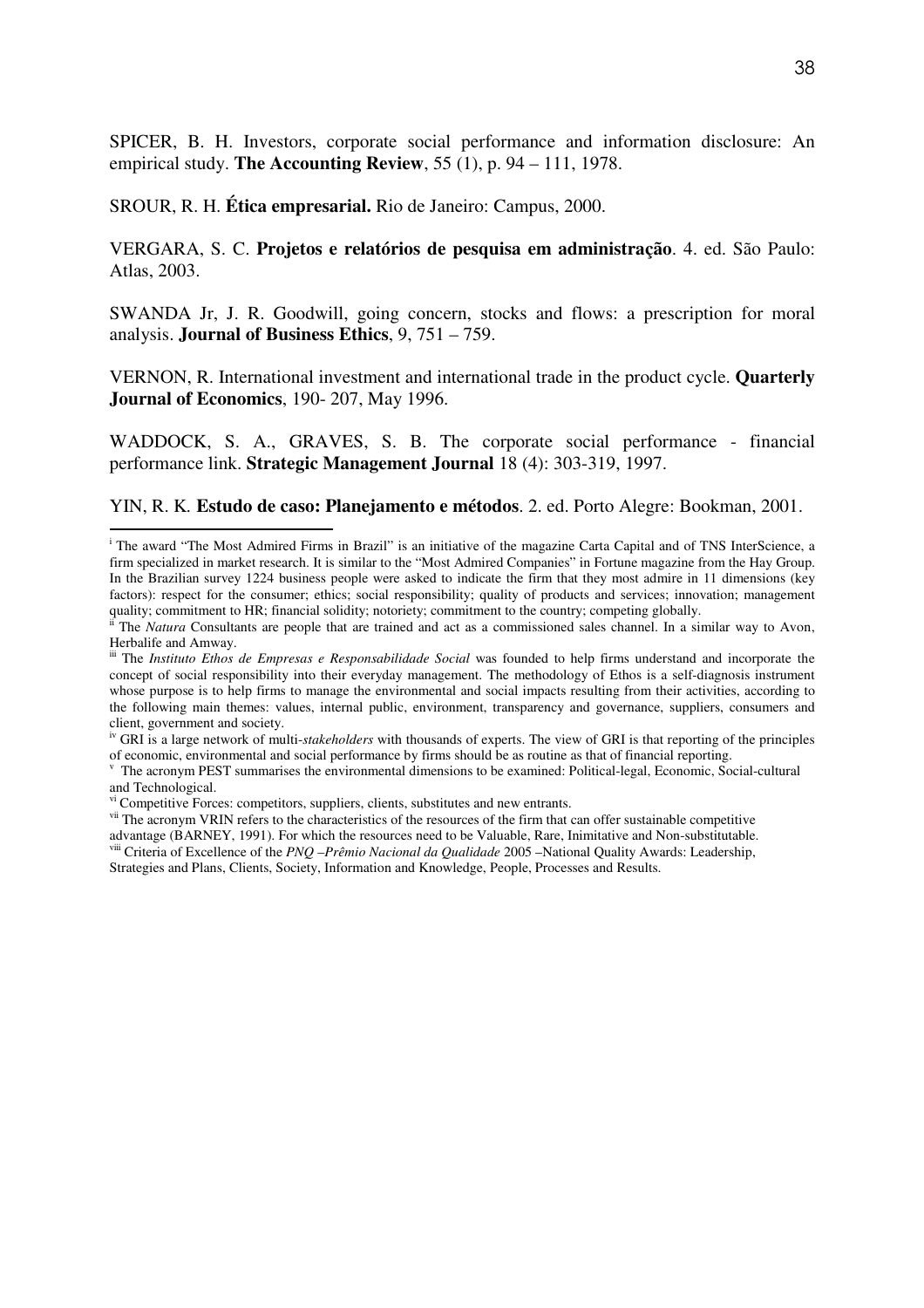SPICER, B. H. Investors, corporate social performance and information disclosure: An empirical study. **The Accounting Review**, 55 (1), p. 94 – 111, 1978.

SROUR, R. H. **Ética empresarial.** Rio de Janeiro: Campus, 2000.

VERGARA, S. C. **Projetos e relatórios de pesquisa em administração**. 4. ed. São Paulo: Atlas, 2003.

SWANDA Jr, J. R. Goodwill, going concern, stocks and flows: a prescription for moral analysis. **Journal of Business Ethics**, 9, 751 – 759.

VERNON, R. International investment and international trade in the product cycle. **Quarterly Journal of Economics**, 190- 207, May 1996.

WADDOCK, S. A., GRAVES, S. B. The corporate social performance - financial performance link. **Strategic Management Journal** 18 (4): 303-319, 1997.

YIN, R. K. **Estudo de caso: Planejamento e métodos**. 2. ed. Porto Alegre: Bookman, 2001.

---

[i] The award "The Most Admired Firms in Brazil" is an initiative of the magazine Carta Capital and of TNS InterScience, a firm specialized in market research. It is similar to the "Most Admired Companies" in Fortune magazine from the Hay Group. In the Brazilian survey 1224 business people were asked to indicate the firm that they most admire in 11 dimensions (key factors): respect for the consumer; ethics; social responsibility; quality of products and services; innovation; management quality; commitment to HR; financial solidity; notoriety; commitment to the country; competing globally.

[ii] The *Natura* Consultants are people that are trained and act as a commissioned sales channel. In a similar way to Avon, Herbalife and Amway.

[iii] The *Instituto Ethos de Empresas e Responsabilidade Social* was founded to help firms understand and incorporate the concept of social responsibility into their everyday management. The methodology of Ethos is a self-diagnosis instrument whose purpose is to help firms to manage the environmental and social impacts resulting from their activities, according to the following main themes: values, internal public, environment, transparency and governance, suppliers, consumers and client, government and society.

[iv] GRI is a large network of multi-*stakeholders* with thousands of experts. The view of GRI is that reporting of the principles of economic, environmental and social performance by firms should be as routine as that of financial reporting.

[v] The acronym PEST summarises the environmental dimensions to be examined: Political-legal, Economic, Social-cultural and Technological.

[vi] Competitive Forces: competitors, suppliers, clients, substitutes and new entrants.

[vii] The acronym VRIN refers to the characteristics of the resources of the firm that can offer sustainable competitive advantage (BARNEY, 1991). For which the resources need to be Valuable, Rare, Inimitative and Non-substitutable.

[viii] Criteria of Excellence of the *PNQ –Prêmio Nacional da Qualidade* 2005 –National Quality Awards: Leadership, Strategies and Plans, Clients, Society, Information and Knowledge, People, Processes and Results.